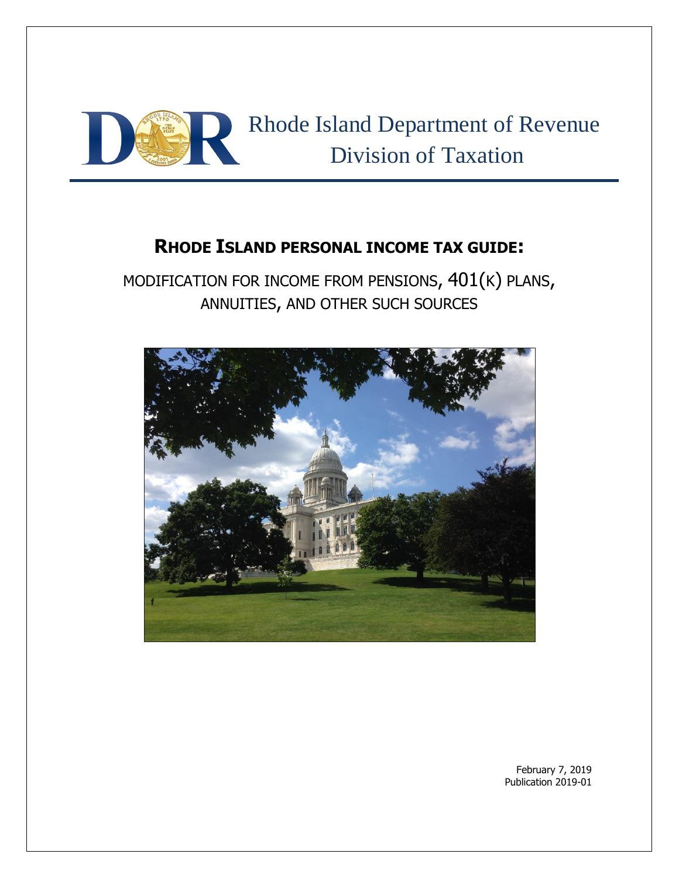Rhode Island Department of Revenue
Division of Taxation

# RHODE ISLAND PERSONAL INCOME TAX GUIDE:

## MODIFICATION FOR INCOME FROM PENSIONS, 401(K) PLANS, ANNUITIES, AND OTHER SUCH SOURCES

February 7, 2019
Publication 2019-01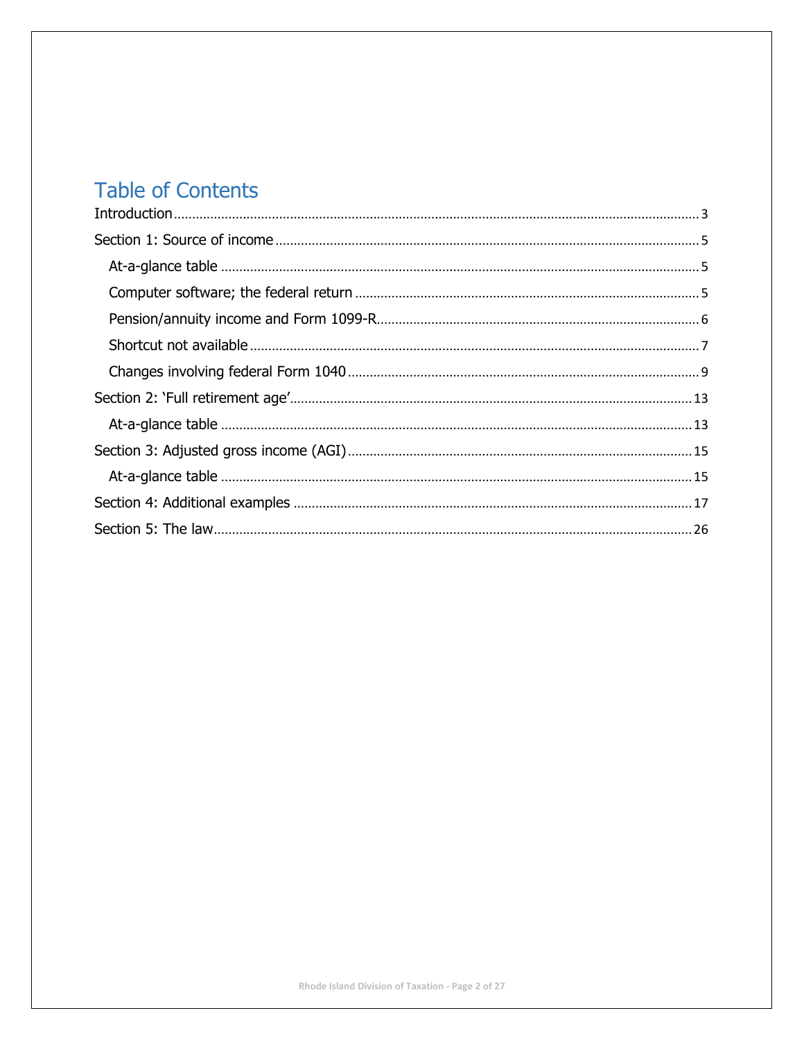# Table of Contents

Introduction .......... 3

Section 1: Source of income .......... 5

- At-a-glance table .......... 5
- Computer software; the federal return .......... 5
- Pension/annuity income and Form 1099-R .......... 6
- Shortcut not available .......... 7
- Changes involving federal Form 1040 .......... 9

Section 2: 'Full retirement age' .......... 13

- At-a-glance table .......... 13

Section 3: Adjusted gross income (AGI) .......... 15

- At-a-glance table .......... 15

Section 4: Additional examples .......... 17

Section 5: The law .......... 26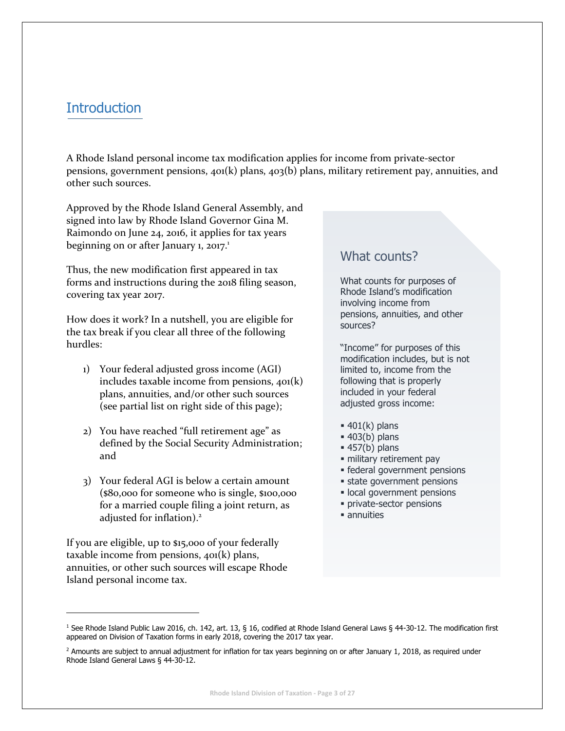## Introduction

A Rhode Island personal income tax modification applies for income from private-sector pensions, government pensions, 401(k) plans, 403(b) plans, military retirement pay, annuities, and other such sources.

Approved by the Rhode Island General Assembly, and signed into law by Rhode Island Governor Gina M. Raimondo on June 24, 2016, it applies for tax years beginning on or after January 1, 2017.[1]

Thus, the new modification first appeared in tax forms and instructions during the 2018 filing season, covering tax year 2017.

How does it work? In a nutshell, you are eligible for the tax break if you clear all three of the following hurdles:

1) Your federal adjusted gross income (AGI) includes taxable income from pensions, 401(k) plans, annuities, and/or other such sources (see partial list on right side of this page);

2) You have reached "full retirement age" as defined by the Social Security Administration; and

3) Your federal AGI is below a certain amount ($80,000 for someone who is single, $100,000 for a married couple filing a joint return, as adjusted for inflation).[2]

If you are eligible, up to $15,000 of your federally taxable income from pensions, 401(k) plans, annuities, or other such sources will escape Rhode Island personal income tax.

### What counts?

What counts for purposes of Rhode Island's modification involving income from pensions, annuities, and other sources?

"Income" for purposes of this modification includes, but is not limited to, income from the following that is properly included in your federal adjusted gross income:

- 401(k) plans
- 403(b) plans
- 457(b) plans
- military retirement pay
- federal government pensions
- state government pensions
- local government pensions
- private-sector pensions
- annuities

---

[1] See Rhode Island Public Law 2016, ch. 142, art. 13, § 16, codified at Rhode Island General Laws § 44-30-12. The modification first appeared on Division of Taxation forms in early 2018, covering the 2017 tax year.

[2] Amounts are subject to annual adjustment for inflation for tax years beginning on or after January 1, 2018, as required under Rhode Island General Laws § 44-30-12.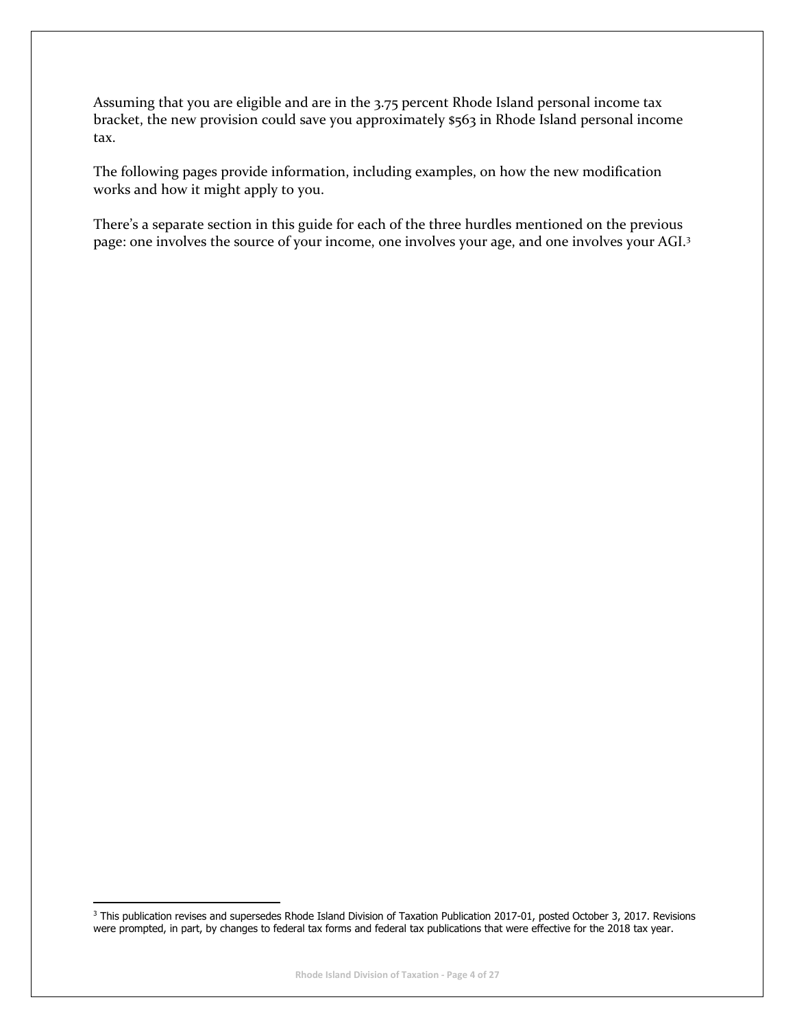Assuming that you are eligible and are in the 3.75 percent Rhode Island personal income tax bracket, the new provision could save you approximately $563 in Rhode Island personal income tax.

The following pages provide information, including examples, on how the new modification works and how it might apply to you.

There's a separate section in this guide for each of the three hurdles mentioned on the previous page: one involves the source of your income, one involves your age, and one involves your AGI.[3]

[3] This publication revises and supersedes Rhode Island Division of Taxation Publication 2017-01, posted October 3, 2017. Revisions were prompted, in part, by changes to federal tax forms and federal tax publications that were effective for the 2018 tax year.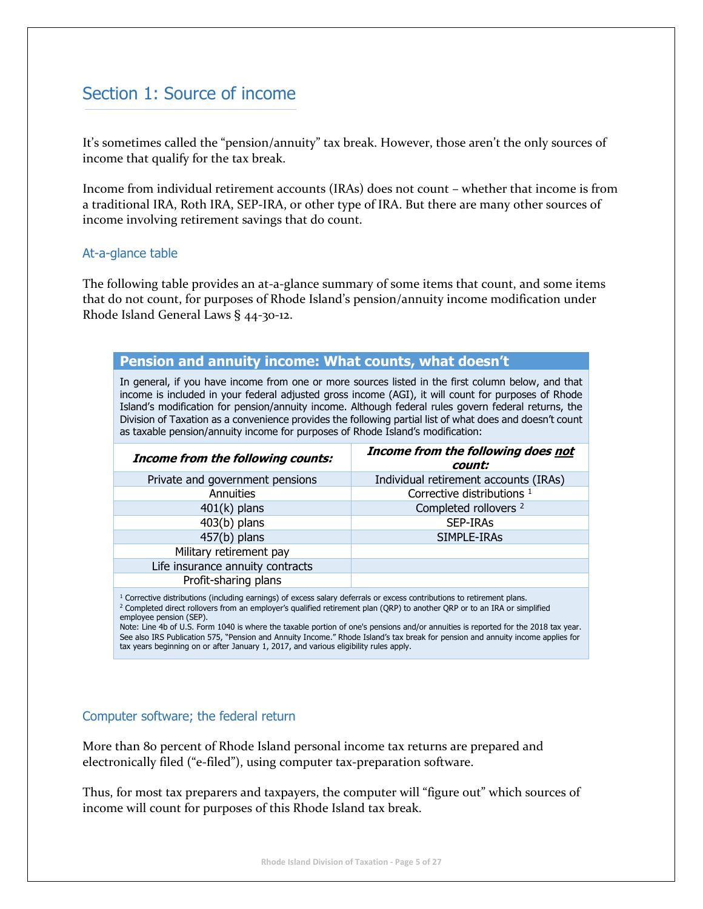## Section 1: Source of income

It's sometimes called the "pension/annuity" tax break. However, those aren't the only sources of income that qualify for the tax break.

Income from individual retirement accounts (IRAs) does not count – whether that income is from a traditional IRA, Roth IRA, SEP-IRA, or other type of IRA. But there are many other sources of income involving retirement savings that do count.

### At-a-glance table

The following table provides an at-a-glance summary of some items that count, and some items that do not count, for purposes of Rhode Island's pension/annuity income modification under Rhode Island General Laws § 44-30-12.

**Pension and annuity income: What counts, what doesn't**

In general, if you have income from one or more sources listed in the first column below, and that income is included in your federal adjusted gross income (AGI), it will count for purposes of Rhode Island's modification for pension/annuity income. Although federal rules govern federal returns, the Division of Taxation as a convenience provides the following partial list of what does and doesn't count as taxable pension/annuity income for purposes of Rhode Island's modification:

| ***Income from the following counts:*** | ***Income from the following does not count:*** |
|---|---|
| Private and government pensions | Individual retirement accounts (IRAs) |
| Annuities | Corrective distributions [1] |
| 401(k) plans | Completed rollovers [2] |
| 403(b) plans | SEP-IRAs |
| 457(b) plans | SIMPLE-IRAs |
| Military retirement pay | |
| Life insurance annuity contracts | |
| Profit-sharing plans | |

[1] Corrective distributions (including earnings) of excess salary deferrals or excess contributions to retirement plans.
[2] Completed direct rollovers from an employer's qualified retirement plan (QRP) to another QRP or to an IRA or simplified employee pension (SEP).
Note: Line 4b of U.S. Form 1040 is where the taxable portion of one's pensions and/or annuities is reported for the 2018 tax year. See also IRS Publication 575, "Pension and Annuity Income." Rhode Island's tax break for pension and annuity income applies for tax years beginning on or after January 1, 2017, and various eligibility rules apply.

### Computer software; the federal return

More than 80 percent of Rhode Island personal income tax returns are prepared and electronically filed ("e-filed"), using computer tax-preparation software.

Thus, for most tax preparers and taxpayers, the computer will "figure out" which sources of income will count for purposes of this Rhode Island tax break.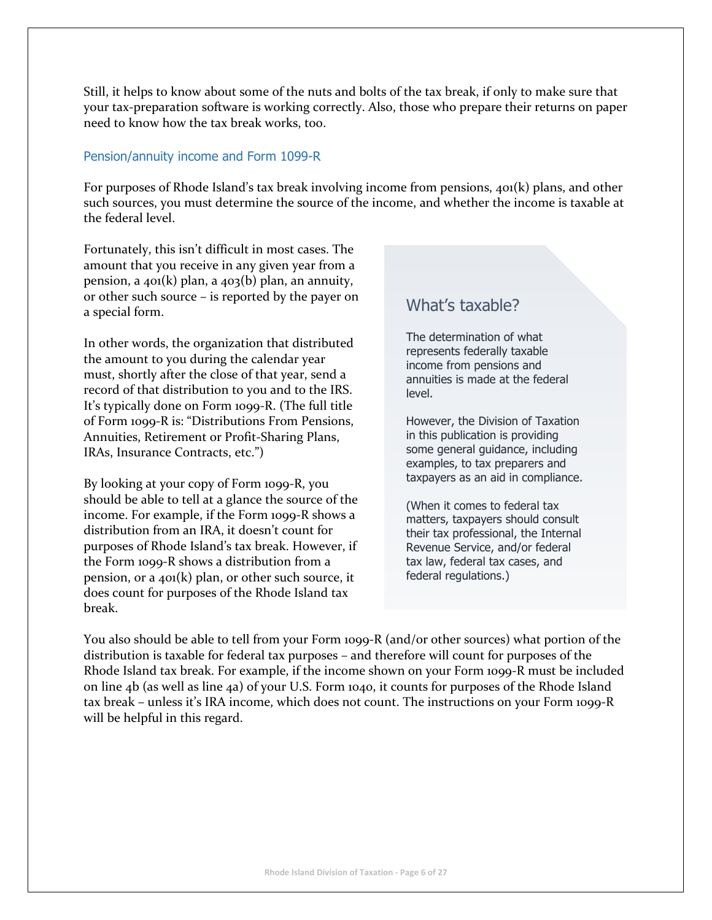Still, it helps to know about some of the nuts and bolts of the tax break, if only to make sure that your tax-preparation software is working correctly. Also, those who prepare their returns on paper need to know how the tax break works, too.

## Pension/annuity income and Form 1099-R

For purposes of Rhode Island's tax break involving income from pensions, 401(k) plans, and other such sources, you must determine the source of the income, and whether the income is taxable at the federal level.

Fortunately, this isn't difficult in most cases. The amount that you receive in any given year from a pension, a 401(k) plan, a 403(b) plan, an annuity, or other such source – is reported by the payer on a special form.

In other words, the organization that distributed the amount to you during the calendar year must, shortly after the close of that year, send a record of that distribution to you and to the IRS. It's typically done on Form 1099-R. (The full title of Form 1099-R is: "Distributions From Pensions, Annuities, Retirement or Profit-Sharing Plans, IRAs, Insurance Contracts, etc.")

By looking at your copy of Form 1099-R, you should be able to tell at a glance the source of the income. For example, if the Form 1099-R shows a distribution from an IRA, it doesn't count for purposes of Rhode Island's tax break. However, if the Form 1099-R shows a distribution from a pension, or a 401(k) plan, or other such source, it does count for purposes of the Rhode Island tax break.

### What's taxable?

The determination of what represents federally taxable income from pensions and annuities is made at the federal level.

However, the Division of Taxation in this publication is providing some general guidance, including examples, to tax preparers and taxpayers as an aid in compliance.

(When it comes to federal tax matters, taxpayers should consult their tax professional, the Internal Revenue Service, and/or federal tax law, federal tax cases, and federal regulations.)

You also should be able to tell from your Form 1099-R (and/or other sources) what portion of the distribution is taxable for federal tax purposes – and therefore will count for purposes of the Rhode Island tax break. For example, if the income shown on your Form 1099-R must be included on line 4b (as well as line 4a) of your U.S. Form 1040, it counts for purposes of the Rhode Island tax break – unless it's IRA income, which does not count. The instructions on your Form 1099-R will be helpful in this regard.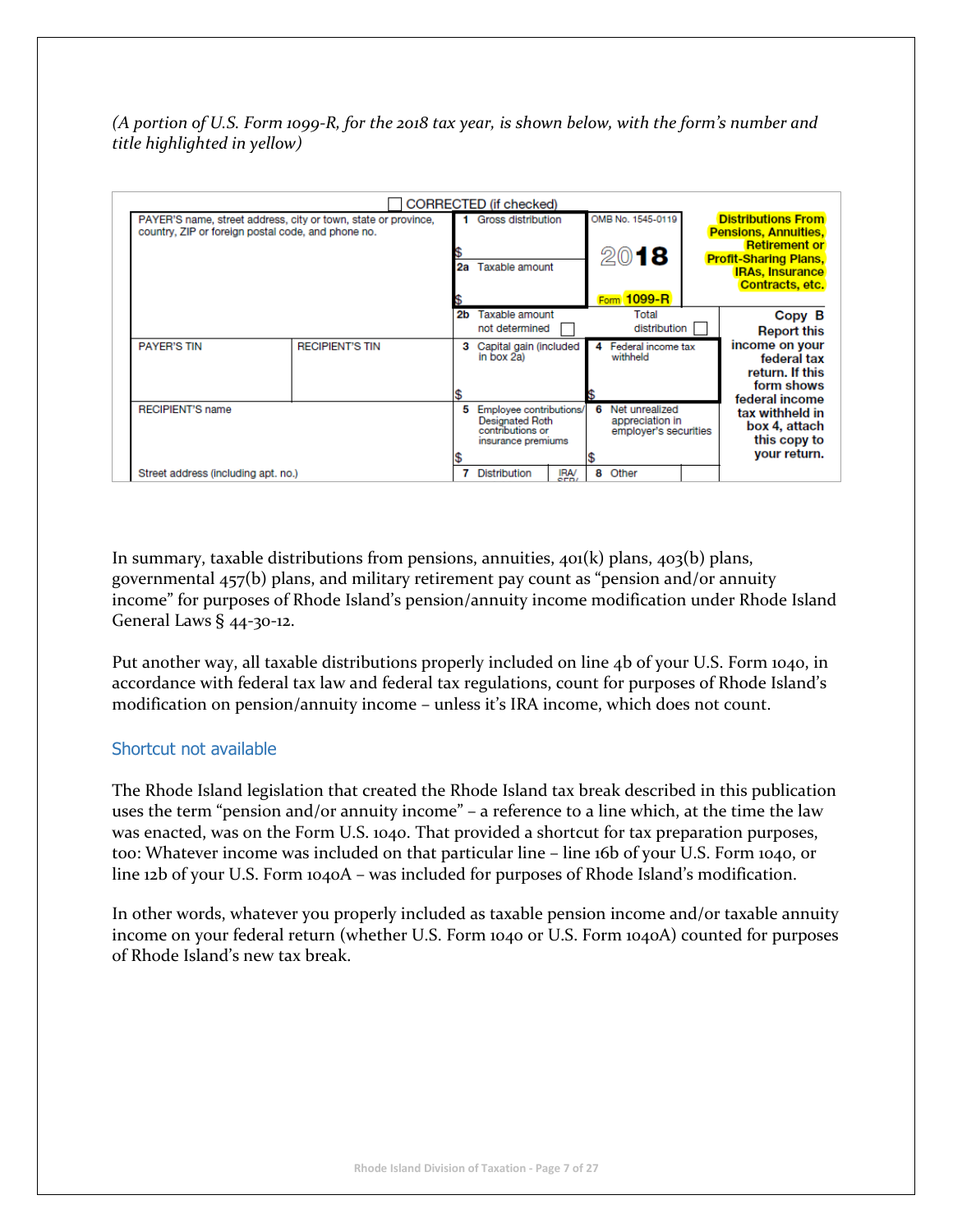*(A portion of U.S. Form 1099-R, for the 2018 tax year, is shown below, with the form's number and title highlighted in yellow)*

| ☐ CORRECTED (if checked) | | | | |
|---|---|---|---|---|
| PAYER'S name, street address, city or town, state or province, country, ZIP or foreign postal code, and phone no. | | 1 Gross distribution<br>$<br>2a Taxable amount<br>$ | OMB No. 1545-0119<br>2018<br>Form **1099-R** | **Distributions From Pensions, Annuities, Retirement or Profit-Sharing Plans, IRAs, Insurance Contracts, etc.** |
| | | 2b Taxable amount not determined ☐ | Total distribution ☐ | **Copy B** |
| PAYER'S TIN | RECIPIENT'S TIN | 3 Capital gain (included in box 2a)<br>$ | 4 Federal income tax withheld<br>$ | **Report this income on your federal tax return. If this form shows federal income tax withheld in box 4, attach this copy to your return.** |
| RECIPIENT'S name | | 5 Employee contributions/ Designated Roth contributions or insurance premiums<br>$ | 6 Net unrealized appreciation in employer's securities<br>$ | |
| Street address (including apt. no.) | | 7 Distribution IRA/ SEP/ | 8 Other | |

In summary, taxable distributions from pensions, annuities, 401(k) plans, 403(b) plans, governmental 457(b) plans, and military retirement pay count as "pension and/or annuity income" for purposes of Rhode Island's pension/annuity income modification under Rhode Island General Laws § 44-30-12.

Put another way, all taxable distributions properly included on line 4b of your U.S. Form 1040, in accordance with federal tax law and federal tax regulations, count for purposes of Rhode Island's modification on pension/annuity income – unless it's IRA income, which does not count.

## Shortcut not available

The Rhode Island legislation that created the Rhode Island tax break described in this publication uses the term "pension and/or annuity income" – a reference to a line which, at the time the law was enacted, was on the Form U.S. 1040. That provided a shortcut for tax preparation purposes, too: Whatever income was included on that particular line – line 16b of your U.S. Form 1040, or line 12b of your U.S. Form 1040A – was included for purposes of Rhode Island's modification.

In other words, whatever you properly included as taxable pension income and/or taxable annuity income on your federal return (whether U.S. Form 1040 or U.S. Form 1040A) counted for purposes of Rhode Island's new tax break.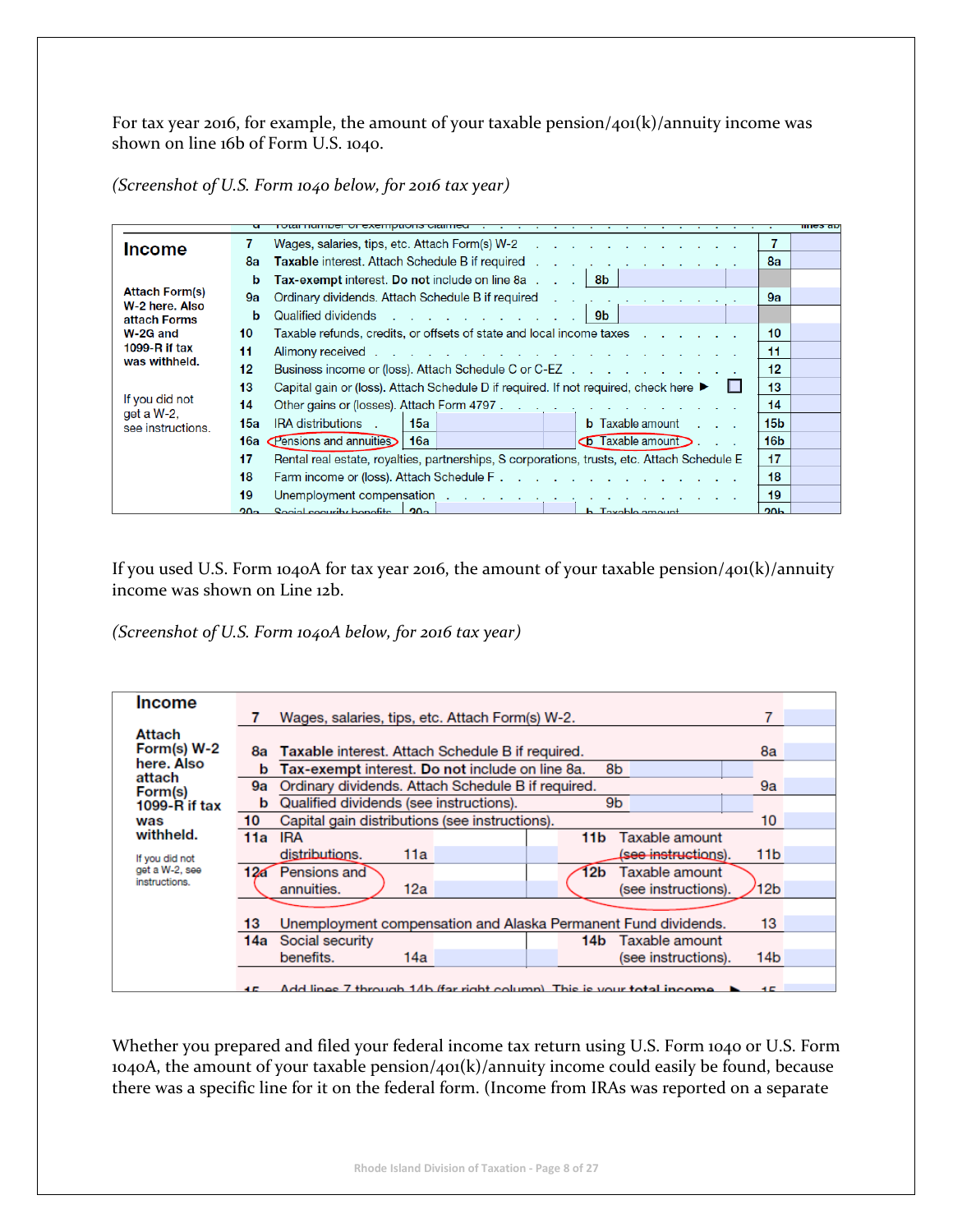For tax year 2016, for example, the amount of your taxable pension/401(k)/annuity income was shown on line 16b of Form U.S. 1040.

*(Screenshot of U.S. Form 1040 below, for 2016 tax year)*

| Income | | | |
|---|---|---|---|
| | 7 | Wages, salaries, tips, etc. Attach Form(s) W-2 | 7 |
| Attach Form(s) W-2 here. Also attach Forms W-2G and 1099-R if tax was withheld. | 8a | **Taxable** interest. Attach Schedule B if required | 8a |
| | b | **Tax-exempt** interest. **Do not** include on line 8a ... 8b | |
| | 9a | Ordinary dividends. Attach Schedule B if required | 9a |
| | b | Qualified dividends ... 9b | |
| | 10 | Taxable refunds, credits, or offsets of state and local income taxes | 10 |
| | 11 | Alimony received | 11 |
| | 12 | Business income or (loss). Attach Schedule C or C-EZ | 12 |
| If you did not get a W-2, see instructions. | 13 | Capital gain or (loss). Attach Schedule D if required. If not required, check here ▶ ☐ | 13 |
| | 14 | Other gains or (losses). Attach Form 4797 | 14 |
| | 15a | IRA distributions 15a ... b Taxable amount | 15b |
| | 16a | Pensions and annuities 16a ... b Taxable amount | 16b |
| | 17 | Rental real estate, royalties, partnerships, S corporations, trusts, etc. Attach Schedule E | 17 |
| | 18 | Farm income or (loss). Attach Schedule F | 18 |
| | 19 | Unemployment compensation | 19 |

If you used U.S. Form 1040A for tax year 2016, the amount of your taxable pension/401(k)/annuity income was shown on Line 12b.

*(Screenshot of U.S. Form 1040A below, for 2016 tax year)*

| Income | | | |
|---|---|---|---|
| | 7 | Wages, salaries, tips, etc. Attach Form(s) W-2. | 7 |
| Attach Form(s) W-2 here. Also attach Form(s) 1099-R if tax was withheld. | 8a | **Taxable** interest. Attach Schedule B if required. | 8a |
| | b | **Tax-exempt** interest. **Do not** include on line 8a. 8b | |
| | 9a | Ordinary dividends. Attach Schedule B if required. | 9a |
| | b | Qualified dividends (see instructions). 9b | |
| | 10 | Capital gain distributions (see instructions). | 10 |
| If you did not get a W-2, see instructions. | 11a | IRA distributions. 11a ... 11b Taxable amount (see instructions). | 11b |
| | 12a | Pensions and annuities. 12a ... 12b Taxable amount (see instructions). | 12b |
| | 13 | Unemployment compensation and Alaska Permanent Fund dividends. | 13 |
| | 14a | Social security benefits. 14a ... 14b Taxable amount (see instructions). | 14b |
| | 15 | Add lines 7 through 14b (far right column). This is your **total income** ▶ | 15 |

Whether you prepared and filed your federal income tax return using U.S. Form 1040 or U.S. Form 1040A, the amount of your taxable pension/401(k)/annuity income could easily be found, because there was a specific line for it on the federal form. (Income from IRAs was reported on a separate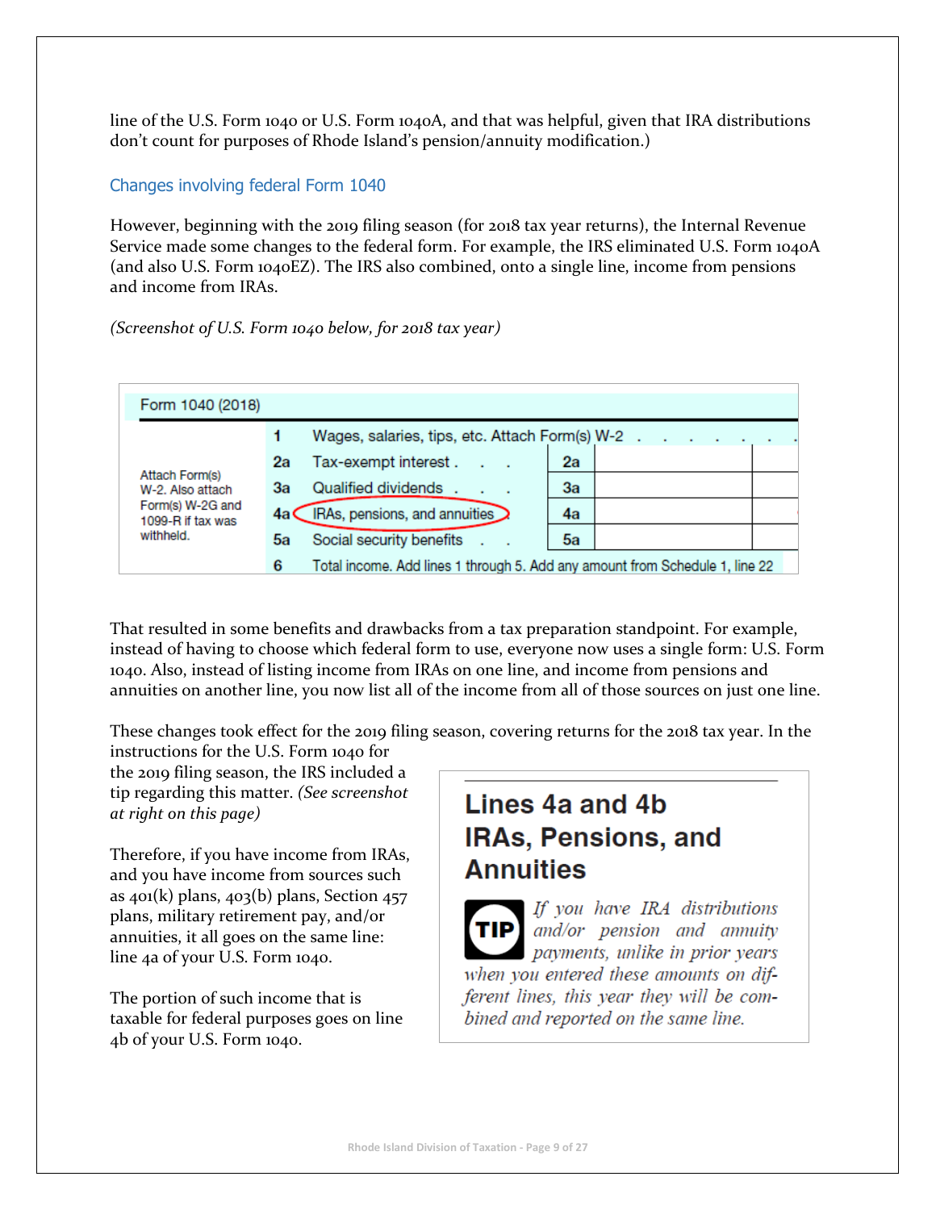line of the U.S. Form 1040 or U.S. Form 1040A, and that was helpful, given that IRA distributions don't count for purposes of Rhode Island's pension/annuity modification.)

## Changes involving federal Form 1040

However, beginning with the 2019 filing season (for 2018 tax year returns), the Internal Revenue Service made some changes to the federal form. For example, the IRS eliminated U.S. Form 1040A (and also U.S. Form 1040EZ). The IRS also combined, onto a single line, income from pensions and income from IRAs.

*(Screenshot of U.S. Form 1040 below, for 2018 tax year)*

| Form 1040 (2018) | | | | |
|---|---|---|---|---|
| Attach Form(s) W-2. Also attach Form(s) W-2G and 1099-R if tax was withheld. | 1 | Wages, salaries, tips, etc. Attach Form(s) W-2 | | |
| | 2a | Tax-exempt interest | 2a | |
| | 3a | Qualified dividends | 3a | |
| | 4a | IRAs, pensions, and annuities | 4a | |
| | 5a | Social security benefits | 5a | |
| | 6 | Total income. Add lines 1 through 5. Add any amount from Schedule 1, line 22 | | |

That resulted in some benefits and drawbacks from a tax preparation standpoint. For example, instead of having to choose which federal form to use, everyone now uses a single form: U.S. Form 1040. Also, instead of listing income from IRAs on one line, and income from pensions and annuities on another line, you now list all of the income from all of those sources on just one line.

These changes took effect for the 2019 filing season, covering returns for the 2018 tax year. In the instructions for the U.S. Form 1040 for the 2019 filing season, the IRS included a tip regarding this matter. *(See screenshot at right on this page)*

> **Lines 4a and 4b IRAs, Pensions, and Annuities**
>
> **TIP** *If you have IRA distributions and/or pension and annuity payments, unlike in prior years when you entered these amounts on different lines, this year they will be combined and reported on the same line.*

Therefore, if you have income from IRAs, and you have income from sources such as 401(k) plans, 403(b) plans, Section 457 plans, military retirement pay, and/or annuities, it all goes on the same line: line 4a of your U.S. Form 1040.

The portion of such income that is taxable for federal purposes goes on line 4b of your U.S. Form 1040.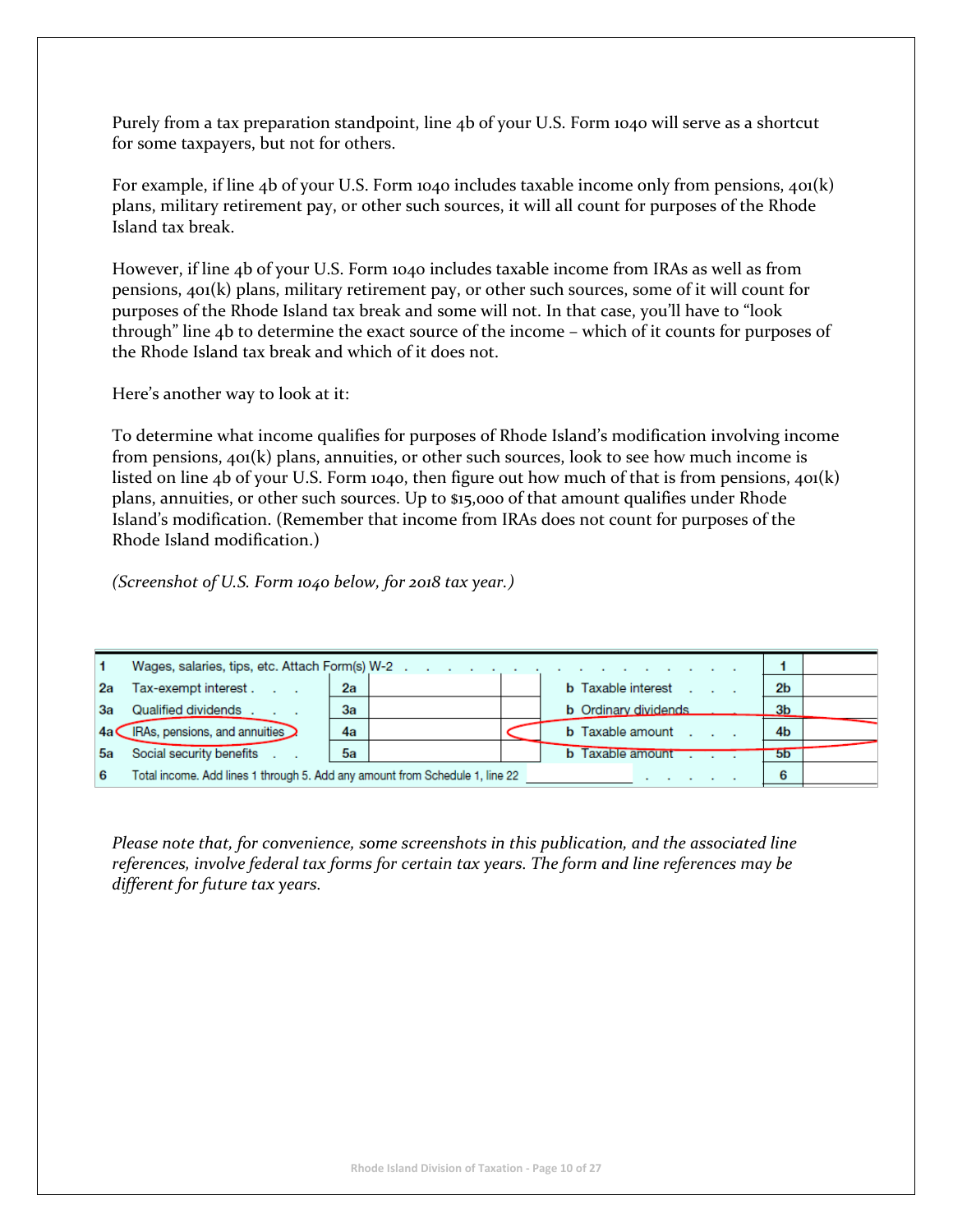Purely from a tax preparation standpoint, line 4b of your U.S. Form 1040 will serve as a shortcut for some taxpayers, but not for others.

For example, if line 4b of your U.S. Form 1040 includes taxable income only from pensions, 401(k) plans, military retirement pay, or other such sources, it will all count for purposes of the Rhode Island tax break.

However, if line 4b of your U.S. Form 1040 includes taxable income from IRAs as well as from pensions, 401(k) plans, military retirement pay, or other such sources, some of it will count for purposes of the Rhode Island tax break and some will not. In that case, you'll have to "look through" line 4b to determine the exact source of the income – which of it counts for purposes of the Rhode Island tax break and which of it does not.

Here's another way to look at it:

To determine what income qualifies for purposes of Rhode Island's modification involving income from pensions, 401(k) plans, annuities, or other such sources, look to see how much income is listed on line 4b of your U.S. Form 1040, then figure out how much of that is from pensions, 401(k) plans, annuities, or other such sources. Up to $15,000 of that amount qualifies under Rhode Island's modification. (Remember that income from IRAs does not count for purposes of the Rhode Island modification.)

*(Screenshot of U.S. Form 1040 below, for 2018 tax year.)*

| | | | | | | |
|---|---|---|---|---|---|---|
| 1 | Wages, salaries, tips, etc. Attach Form(s) W-2 | | | | 1 | |
| 2a | Tax-exempt interest | 2a | | b Taxable interest | 2b | |
| 3a | Qualified dividends | 3a | | b Ordinary dividends | 3b | |
| 4a | IRAs, pensions, and annuities | 4a | | b Taxable amount | 4b | |
| 5a | Social security benefits | 5a | | b Taxable amount | 5b | |
| 6 | Total income. Add lines 1 through 5. Add any amount from Schedule 1, line 22 | | | | 6 | |

*Please note that, for convenience, some screenshots in this publication, and the associated line references, involve federal tax forms for certain tax years. The form and line references may be different for future tax years.*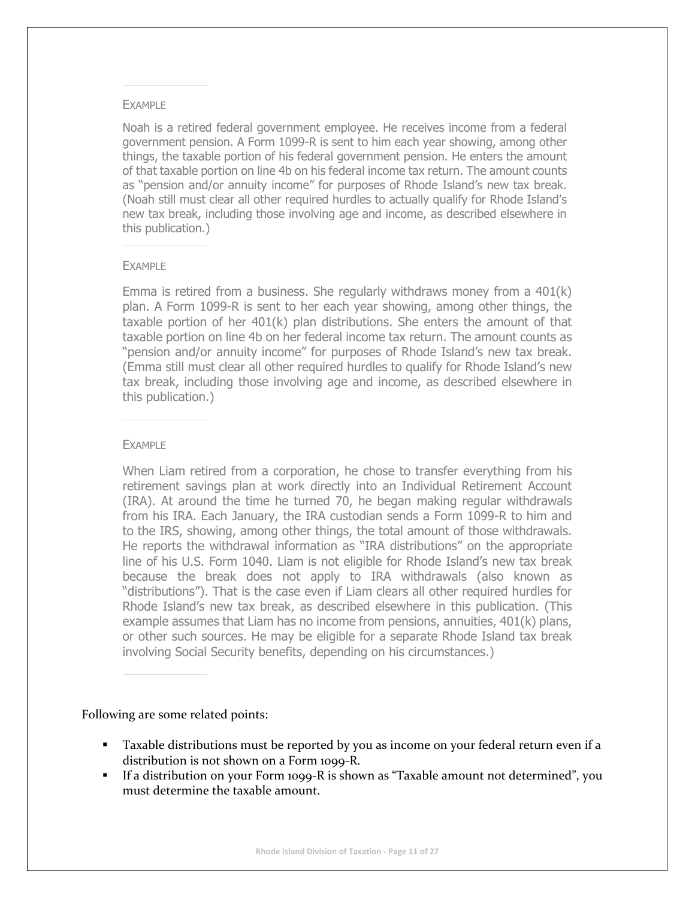EXAMPLE

Noah is a retired federal government employee. He receives income from a federal government pension. A Form 1099-R is sent to him each year showing, among other things, the taxable portion of his federal government pension. He enters the amount of that taxable portion on line 4b on his federal income tax return. The amount counts as "pension and/or annuity income" for purposes of Rhode Island's new tax break. (Noah still must clear all other required hurdles to actually qualify for Rhode Island's new tax break, including those involving age and income, as described elsewhere in this publication.)

EXAMPLE

Emma is retired from a business. She regularly withdraws money from a 401(k) plan. A Form 1099-R is sent to her each year showing, among other things, the taxable portion of her 401(k) plan distributions. She enters the amount of that taxable portion on line 4b on her federal income tax return. The amount counts as "pension and/or annuity income" for purposes of Rhode Island's new tax break. (Emma still must clear all other required hurdles to qualify for Rhode Island's new tax break, including those involving age and income, as described elsewhere in this publication.)

EXAMPLE

When Liam retired from a corporation, he chose to transfer everything from his retirement savings plan at work directly into an Individual Retirement Account (IRA). At around the time he turned 70, he began making regular withdrawals from his IRA. Each January, the IRA custodian sends a Form 1099-R to him and to the IRS, showing, among other things, the total amount of those withdrawals. He reports the withdrawal information as "IRA distributions" on the appropriate line of his U.S. Form 1040. Liam is not eligible for Rhode Island's new tax break because the break does not apply to IRA withdrawals (also known as "distributions"). That is the case even if Liam clears all other required hurdles for Rhode Island's new tax break, as described elsewhere in this publication. (This example assumes that Liam has no income from pensions, annuities, 401(k) plans, or other such sources. He may be eligible for a separate Rhode Island tax break involving Social Security benefits, depending on his circumstances.)

Following are some related points:

- Taxable distributions must be reported by you as income on your federal return even if a distribution is not shown on a Form 1099-R.
- If a distribution on your Form 1099-R is shown as "Taxable amount not determined", you must determine the taxable amount.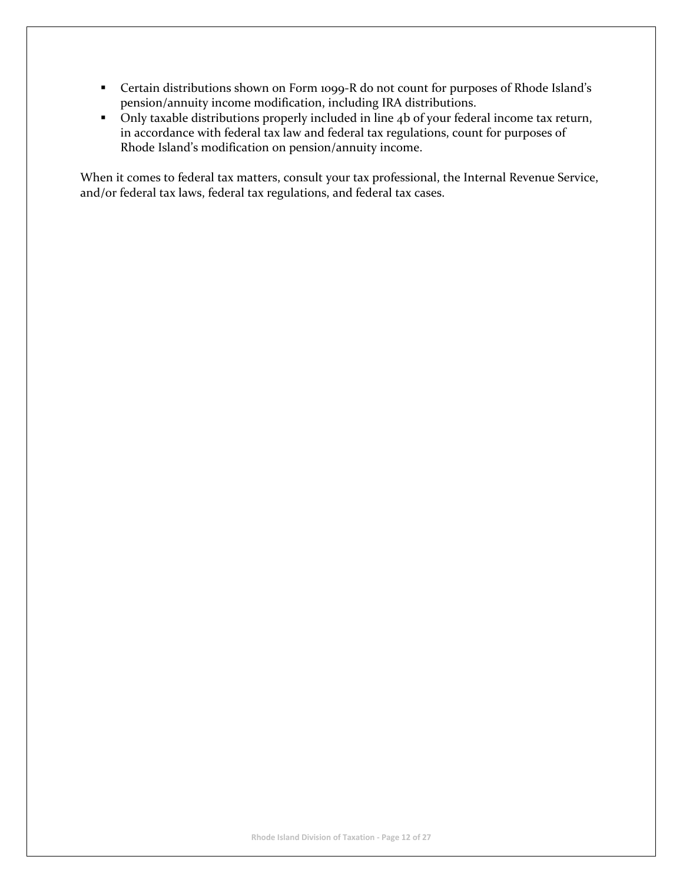- Certain distributions shown on Form 1099-R do not count for purposes of Rhode Island's pension/annuity income modification, including IRA distributions.
- Only taxable distributions properly included in line 4b of your federal income tax return, in accordance with federal tax law and federal tax regulations, count for purposes of Rhode Island's modification on pension/annuity income.

When it comes to federal tax matters, consult your tax professional, the Internal Revenue Service, and/or federal tax laws, federal tax regulations, and federal tax cases.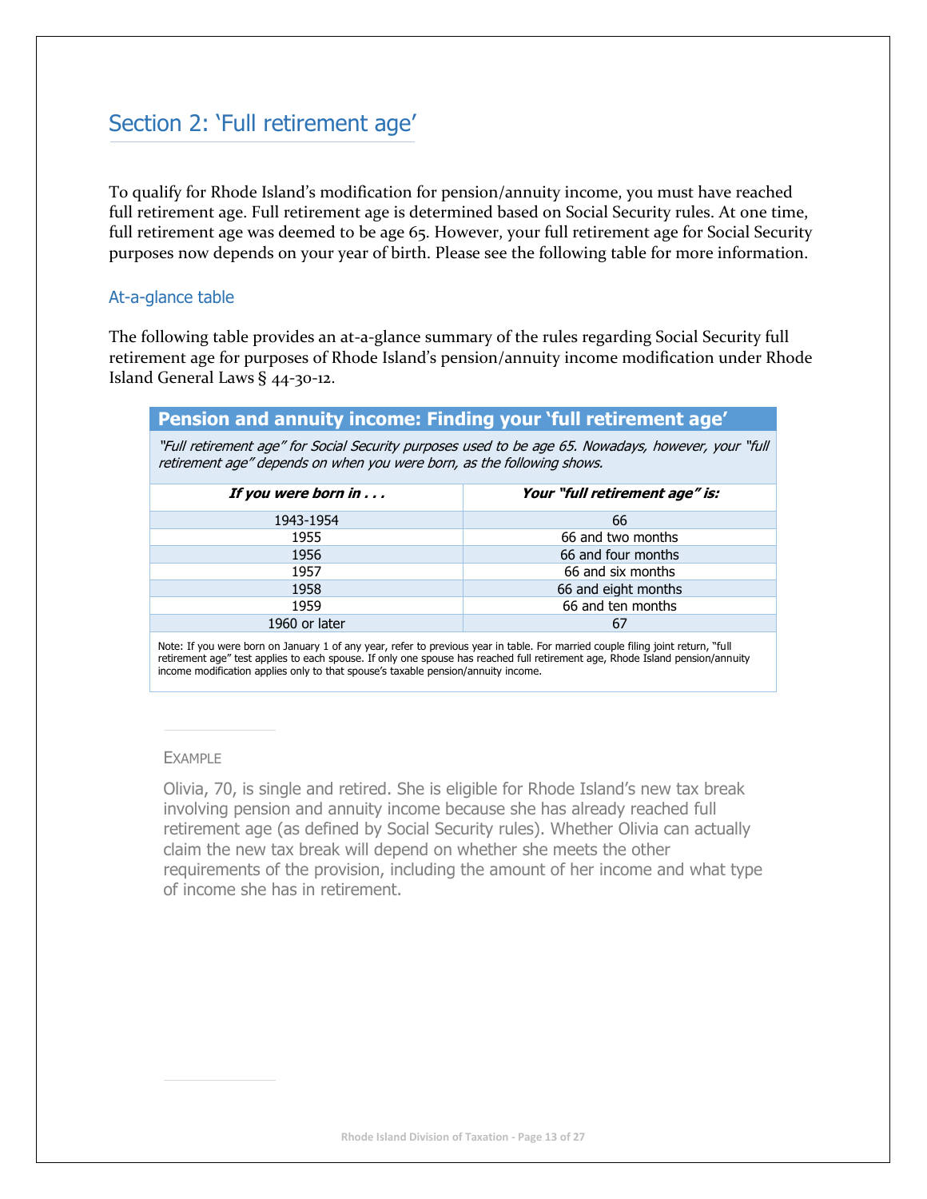## Section 2: 'Full retirement age'

To qualify for Rhode Island's modification for pension/annuity income, you must have reached full retirement age. Full retirement age is determined based on Social Security rules. At one time, full retirement age was deemed to be age 65. However, your full retirement age for Social Security purposes now depends on your year of birth. Please see the following table for more information.

### At-a-glance table

The following table provides an at-a-glance summary of the rules regarding Social Security full retirement age for purposes of Rhode Island's pension/annuity income modification under Rhode Island General Laws § 44-30-12.

**Pension and annuity income: Finding your 'full retirement age'**

*"Full retirement age" for Social Security purposes used to be age 65. Nowadays, however, your "full retirement age" depends on when you were born, as the following shows.*

| ***If you were born in . . .*** | ***Your "full retirement age" is:*** |
|---|---|
| 1943-1954 | 66 |
| 1955 | 66 and two months |
| 1956 | 66 and four months |
| 1957 | 66 and six months |
| 1958 | 66 and eight months |
| 1959 | 66 and ten months |
| 1960 or later | 67 |

Note: If you were born on January 1 of any year, refer to previous year in table. For married couple filing joint return, "full retirement age" test applies to each spouse. If only one spouse has reached full retirement age, Rhode Island pension/annuity income modification applies only to that spouse's taxable pension/annuity income.

EXAMPLE

Olivia, 70, is single and retired. She is eligible for Rhode Island's new tax break involving pension and annuity income because she has already reached full retirement age (as defined by Social Security rules). Whether Olivia can actually claim the new tax break will depend on whether she meets the other requirements of the provision, including the amount of her income and what type of income she has in retirement.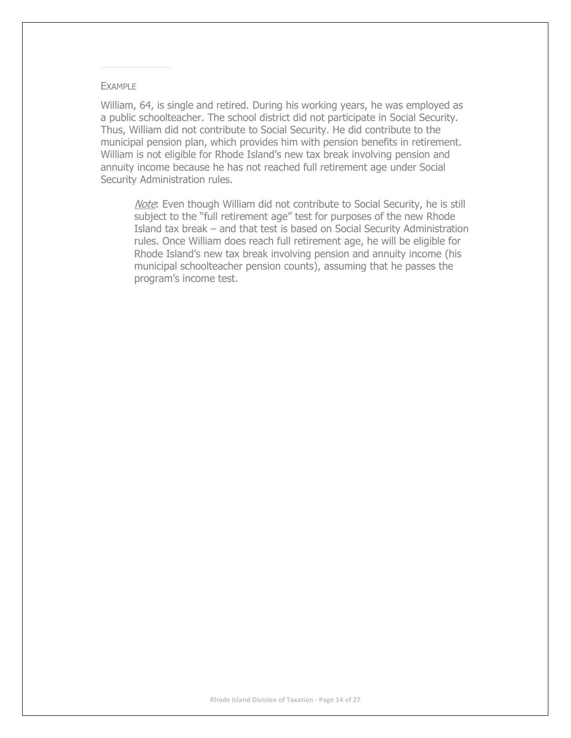EXAMPLE

William, 64, is single and retired. During his working years, he was employed as a public schoolteacher. The school district did not participate in Social Security. Thus, William did not contribute to Social Security. He did contribute to the municipal pension plan, which provides him with pension benefits in retirement. William is not eligible for Rhode Island's new tax break involving pension and annuity income because he has not reached full retirement age under Social Security Administration rules.

> *Note*: Even though William did not contribute to Social Security, he is still subject to the "full retirement age" test for purposes of the new Rhode Island tax break – and that test is based on Social Security Administration rules. Once William does reach full retirement age, he will be eligible for Rhode Island's new tax break involving pension and annuity income (his municipal schoolteacher pension counts), assuming that he passes the program's income test.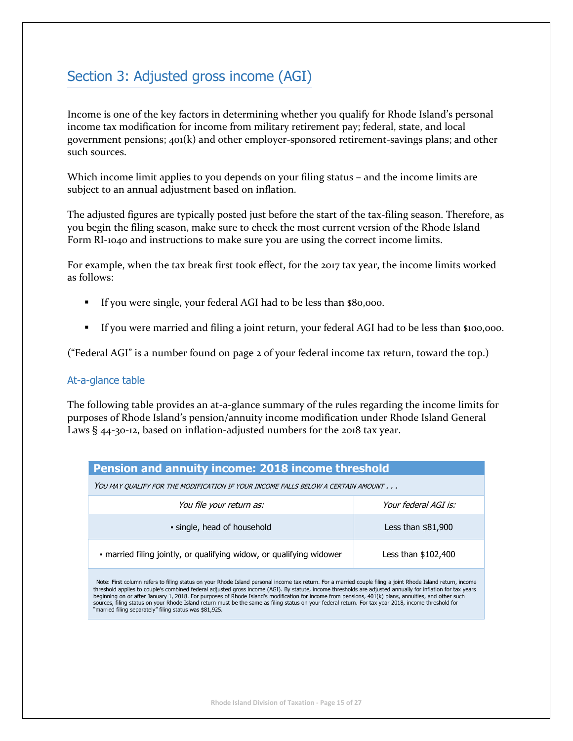## Section 3: Adjusted gross income (AGI)

Income is one of the key factors in determining whether you qualify for Rhode Island's personal income tax modification for income from military retirement pay; federal, state, and local government pensions; 401(k) and other employer-sponsored retirement-savings plans; and other such sources.

Which income limit applies to you depends on your filing status – and the income limits are subject to an annual adjustment based on inflation.

The adjusted figures are typically posted just before the start of the tax-filing season. Therefore, as you begin the filing season, make sure to check the most current version of the Rhode Island Form RI-1040 and instructions to make sure you are using the correct income limits.

For example, when the tax break first took effect, for the 2017 tax year, the income limits worked as follows:

- If you were single, your federal AGI had to be less than $80,000.
- If you were married and filing a joint return, your federal AGI had to be less than $100,000.

("Federal AGI" is a number found on page 2 of your federal income tax return, toward the top.)

### At-a-glance table

The following table provides an at-a-glance summary of the rules regarding the income limits for purposes of Rhode Island's pension/annuity income modification under Rhode Island General Laws § 44-30-12, based on inflation-adjusted numbers for the 2018 tax year.

**Pension and annuity income: 2018 income threshold**

*YOU MAY QUALIFY FOR THE MODIFICATION IF YOUR INCOME FALLS BELOW A CERTAIN AMOUNT . . .*

| *You file your return as:* | *Your federal AGI is:* |
|---|---|
| ▪ single, head of household | Less than $81,900 |
| ▪ married filing jointly, or qualifying widow, or qualifying widower | Less than $102,400 |

Note: First column refers to filing status on your Rhode Island personal income tax return. For a married couple filing a joint Rhode Island return, income threshold applies to couple's combined federal adjusted gross income (AGI). By statute, income thresholds are adjusted annually for inflation for tax years beginning on or after January 1, 2018. For purposes of Rhode Island's modification for income from pensions, 401(k) plans, annuities, and other such sources, filing status on your Rhode Island return must be the same as filing status on your federal return. For tax year 2018, income threshold for "married filing separately" filing status was $81,925.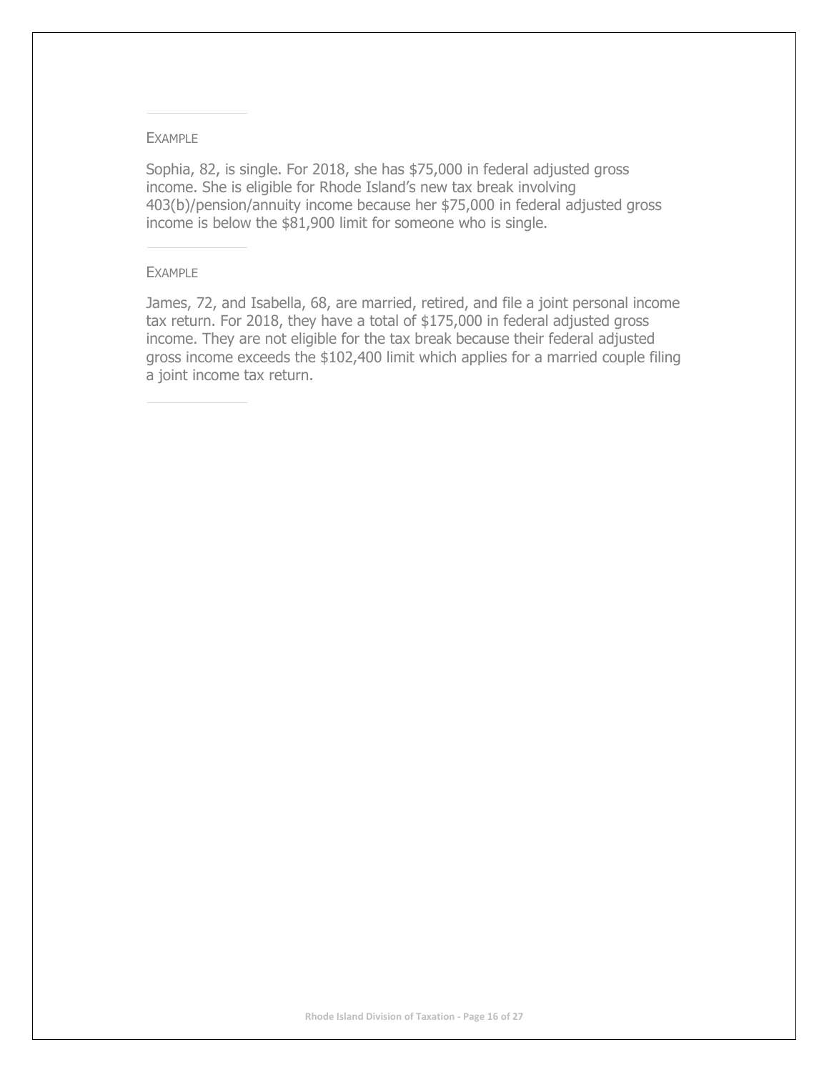Example

Sophia, 82, is single. For 2018, she has $75,000 in federal adjusted gross income. She is eligible for Rhode Island's new tax break involving 403(b)/pension/annuity income because her $75,000 in federal adjusted gross income is below the $81,900 limit for someone who is single.

Example

James, 72, and Isabella, 68, are married, retired, and file a joint personal income tax return. For 2018, they have a total of $175,000 in federal adjusted gross income. They are not eligible for the tax break because their federal adjusted gross income exceeds the $102,400 limit which applies for a married couple filing a joint income tax return.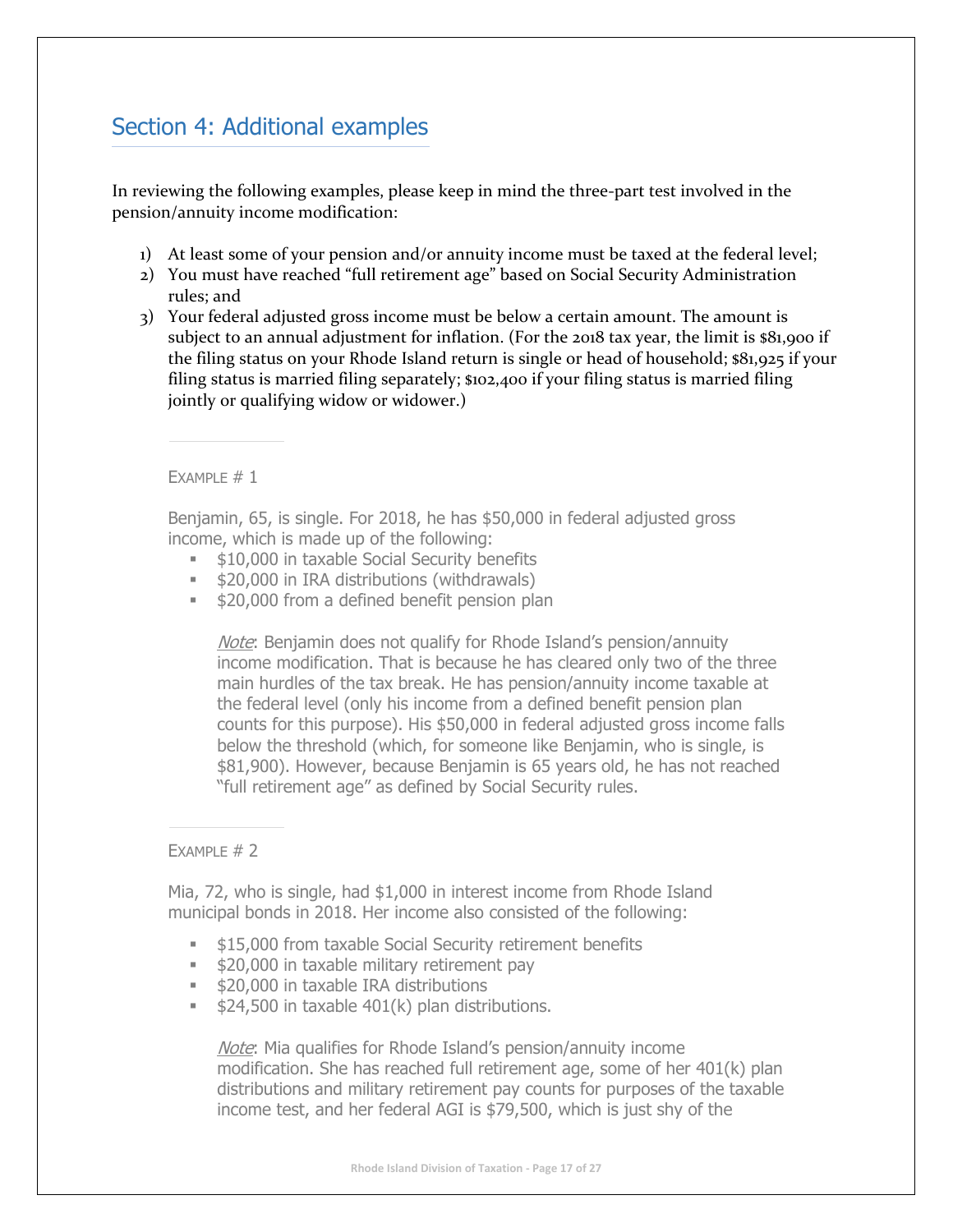## Section 4: Additional examples

In reviewing the following examples, please keep in mind the three-part test involved in the pension/annuity income modification:

1) At least some of your pension and/or annuity income must be taxed at the federal level;
2) You must have reached "full retirement age" based on Social Security Administration rules; and
3) Your federal adjusted gross income must be below a certain amount. The amount is subject to an annual adjustment for inflation. (For the 2018 tax year, the limit is $81,900 if the filing status on your Rhode Island return is single or head of household; $81,925 if your filing status is married filing separately; $102,400 if your filing status is married filing jointly or qualifying widow or widower.)

---

EXAMPLE # 1

Benjamin, 65, is single. For 2018, he has $50,000 in federal adjusted gross income, which is made up of the following:

- $10,000 in taxable Social Security benefits
- $20,000 in IRA distributions (withdrawals)
- $20,000 from a defined benefit pension plan

> *Note*: Benjamin does not qualify for Rhode Island's pension/annuity income modification. That is because he has cleared only two of the three main hurdles of the tax break. He has pension/annuity income taxable at the federal level (only his income from a defined benefit pension plan counts for this purpose). His $50,000 in federal adjusted gross income falls below the threshold (which, for someone like Benjamin, who is single, is $81,900). However, because Benjamin is 65 years old, he has not reached "full retirement age" as defined by Social Security rules.

---

EXAMPLE # 2

Mia, 72, who is single, had $1,000 in interest income from Rhode Island municipal bonds in 2018. Her income also consisted of the following:

- $15,000 from taxable Social Security retirement benefits
- $20,000 in taxable military retirement pay
- $20,000 in taxable IRA distributions
- $24,500 in taxable 401(k) plan distributions.

> *Note*: Mia qualifies for Rhode Island's pension/annuity income modification. She has reached full retirement age, some of her 401(k) plan distributions and military retirement pay counts for purposes of the taxable income test, and her federal AGI is $79,500, which is just shy of the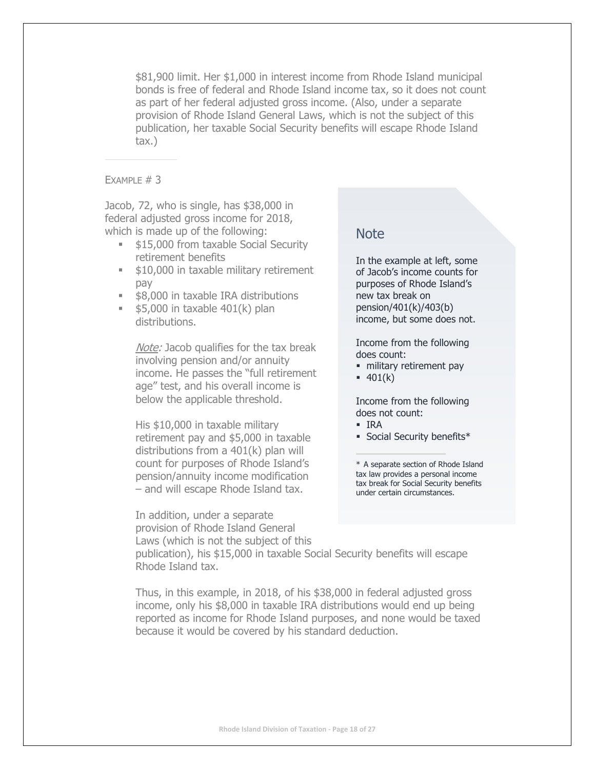$81,900 limit. Her $1,000 in interest income from Rhode Island municipal bonds is free of federal and Rhode Island income tax, so it does not count as part of her federal adjusted gross income. (Also, under a separate provision of Rhode Island General Laws, which is not the subject of this publication, her taxable Social Security benefits will escape Rhode Island tax.)

---

EXAMPLE # 3

Jacob, 72, who is single, has $38,000 in federal adjusted gross income for 2018, which is made up of the following:

- $15,000 from taxable Social Security retirement benefits
- $10,000 in taxable military retirement pay
- $8,000 in taxable IRA distributions
- $5,000 in taxable 401(k) plan distributions.

*Note:* Jacob qualifies for the tax break involving pension and/or annuity income. He passes the "full retirement age" test, and his overall income is below the applicable threshold.

His $10,000 in taxable military retirement pay and $5,000 in taxable distributions from a 401(k) plan will count for purposes of Rhode Island's pension/annuity income modification – and will escape Rhode Island tax.

In addition, under a separate provision of Rhode Island General Laws (which is not the subject of this publication), his $15,000 in taxable Social Security benefits will escape Rhode Island tax.

Thus, in this example, in 2018, of his $38,000 in federal adjusted gross income, only his $8,000 in taxable IRA distributions would end up being reported as income for Rhode Island purposes, and none would be taxed because it would be covered by his standard deduction.

## Note

In the example at left, some of Jacob's income counts for purposes of Rhode Island's new tax break on pension/401(k)/403(b) income, but some does not.

Income from the following does count:

- military retirement pay
- 401(k)

Income from the following does not count:

- IRA
- Social Security benefits*

---

* A separate section of Rhode Island tax law provides a personal income tax break for Social Security benefits under certain circumstances.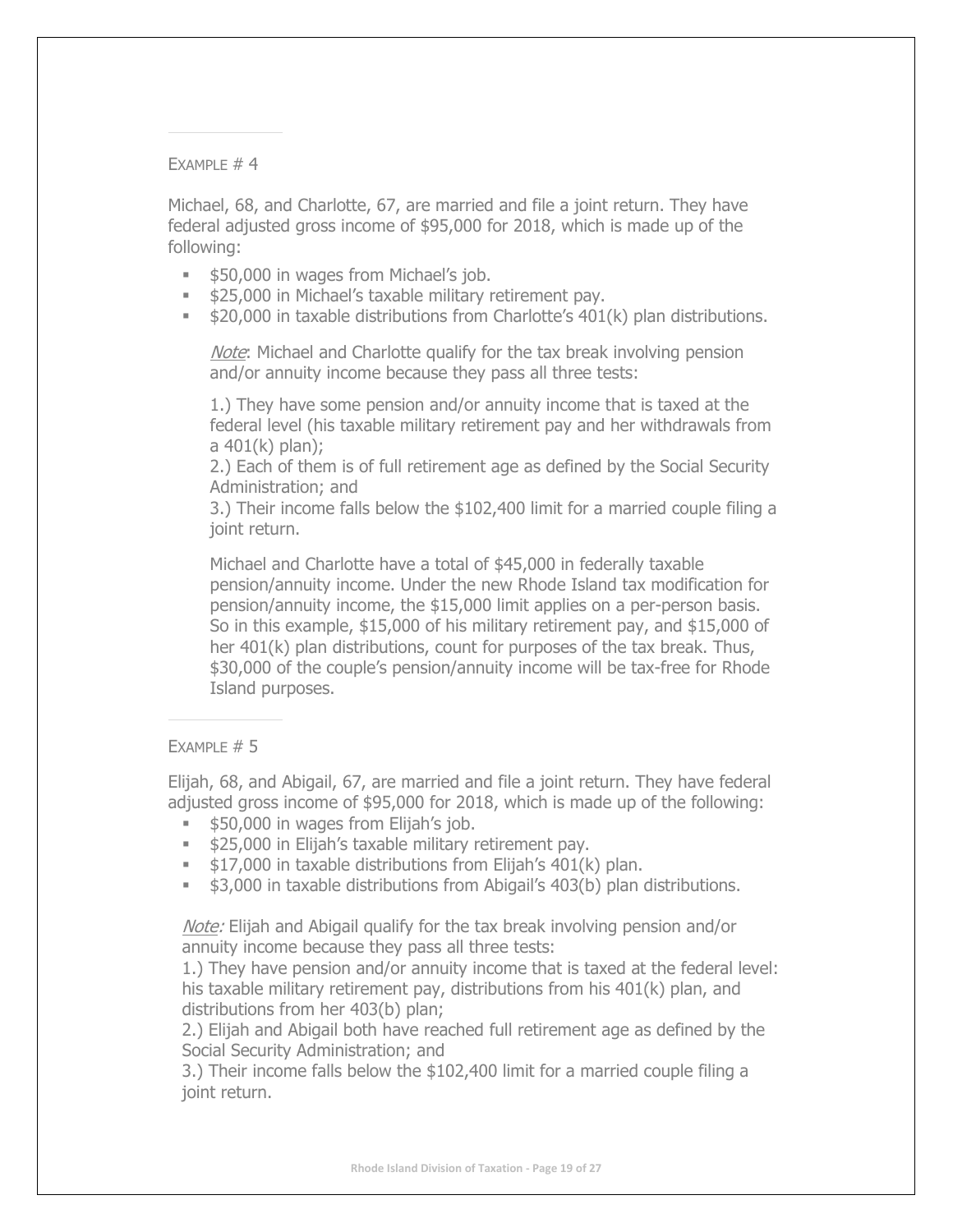EXAMPLE # 4

Michael, 68, and Charlotte, 67, are married and file a joint return. They have federal adjusted gross income of $95,000 for 2018, which is made up of the following:

- $50,000 in wages from Michael's job.
- $25,000 in Michael's taxable military retirement pay.
- $20,000 in taxable distributions from Charlotte's 401(k) plan distributions.

*Note*: Michael and Charlotte qualify for the tax break involving pension and/or annuity income because they pass all three tests:

1.) They have some pension and/or annuity income that is taxed at the federal level (his taxable military retirement pay and her withdrawals from a 401(k) plan);
2.) Each of them is of full retirement age as defined by the Social Security Administration; and
3.) Their income falls below the $102,400 limit for a married couple filing a joint return.

Michael and Charlotte have a total of $45,000 in federally taxable pension/annuity income. Under the new Rhode Island tax modification for pension/annuity income, the $15,000 limit applies on a per-person basis. So in this example, $15,000 of his military retirement pay, and $15,000 of her 401(k) plan distributions, count for purposes of the tax break. Thus, $30,000 of the couple's pension/annuity income will be tax-free for Rhode Island purposes.

EXAMPLE # 5

Elijah, 68, and Abigail, 67, are married and file a joint return. They have federal adjusted gross income of $95,000 for 2018, which is made up of the following:

- $50,000 in wages from Elijah's job.
- $25,000 in Elijah's taxable military retirement pay.
- $17,000 in taxable distributions from Elijah's 401(k) plan.
- $3,000 in taxable distributions from Abigail's 403(b) plan distributions.

*Note:* Elijah and Abigail qualify for the tax break involving pension and/or annuity income because they pass all three tests:
1.) They have pension and/or annuity income that is taxed at the federal level: his taxable military retirement pay, distributions from his 401(k) plan, and distributions from her 403(b) plan;
2.) Elijah and Abigail both have reached full retirement age as defined by the Social Security Administration; and
3.) Their income falls below the $102,400 limit for a married couple filing a joint return.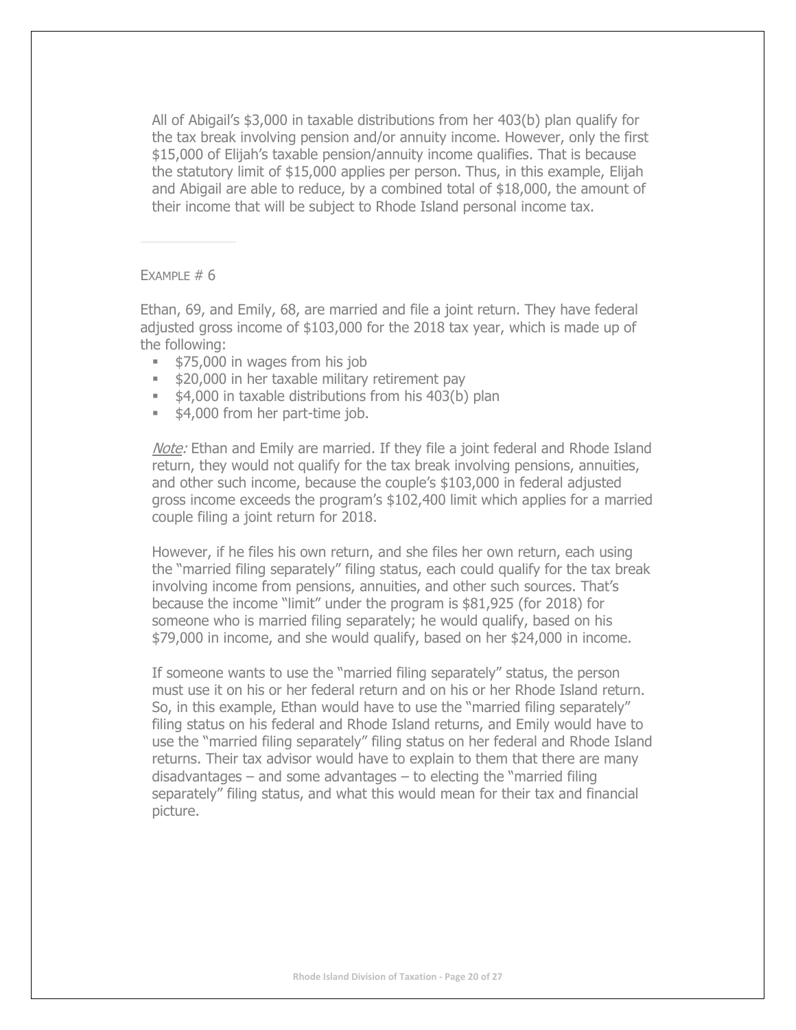All of Abigail's $3,000 in taxable distributions from her 403(b) plan qualify for the tax break involving pension and/or annuity income. However, only the first $15,000 of Elijah's taxable pension/annuity income qualifies. That is because the statutory limit of $15,000 applies per person. Thus, in this example, Elijah and Abigail are able to reduce, by a combined total of $18,000, the amount of their income that will be subject to Rhode Island personal income tax.

---

EXAMPLE # 6

Ethan, 69, and Emily, 68, are married and file a joint return. They have federal adjusted gross income of $103,000 for the 2018 tax year, which is made up of the following:

- $75,000 in wages from his job
- $20,000 in her taxable military retirement pay
- $4,000 in taxable distributions from his 403(b) plan
- $4,000 from her part-time job.

*Note:* Ethan and Emily are married. If they file a joint federal and Rhode Island return, they would not qualify for the tax break involving pensions, annuities, and other such income, because the couple's $103,000 in federal adjusted gross income exceeds the program's $102,400 limit which applies for a married couple filing a joint return for 2018.

However, if he files his own return, and she files her own return, each using the "married filing separately" filing status, each could qualify for the tax break involving income from pensions, annuities, and other such sources. That's because the income "limit" under the program is $81,925 (for 2018) for someone who is married filing separately; he would qualify, based on his $79,000 in income, and she would qualify, based on her $24,000 in income.

If someone wants to use the "married filing separately" status, the person must use it on his or her federal return and on his or her Rhode Island return. So, in this example, Ethan would have to use the "married filing separately" filing status on his federal and Rhode Island returns, and Emily would have to use the "married filing separately" filing status on her federal and Rhode Island returns. Their tax advisor would have to explain to them that there are many disadvantages – and some advantages – to electing the "married filing separately" filing status, and what this would mean for their tax and financial picture.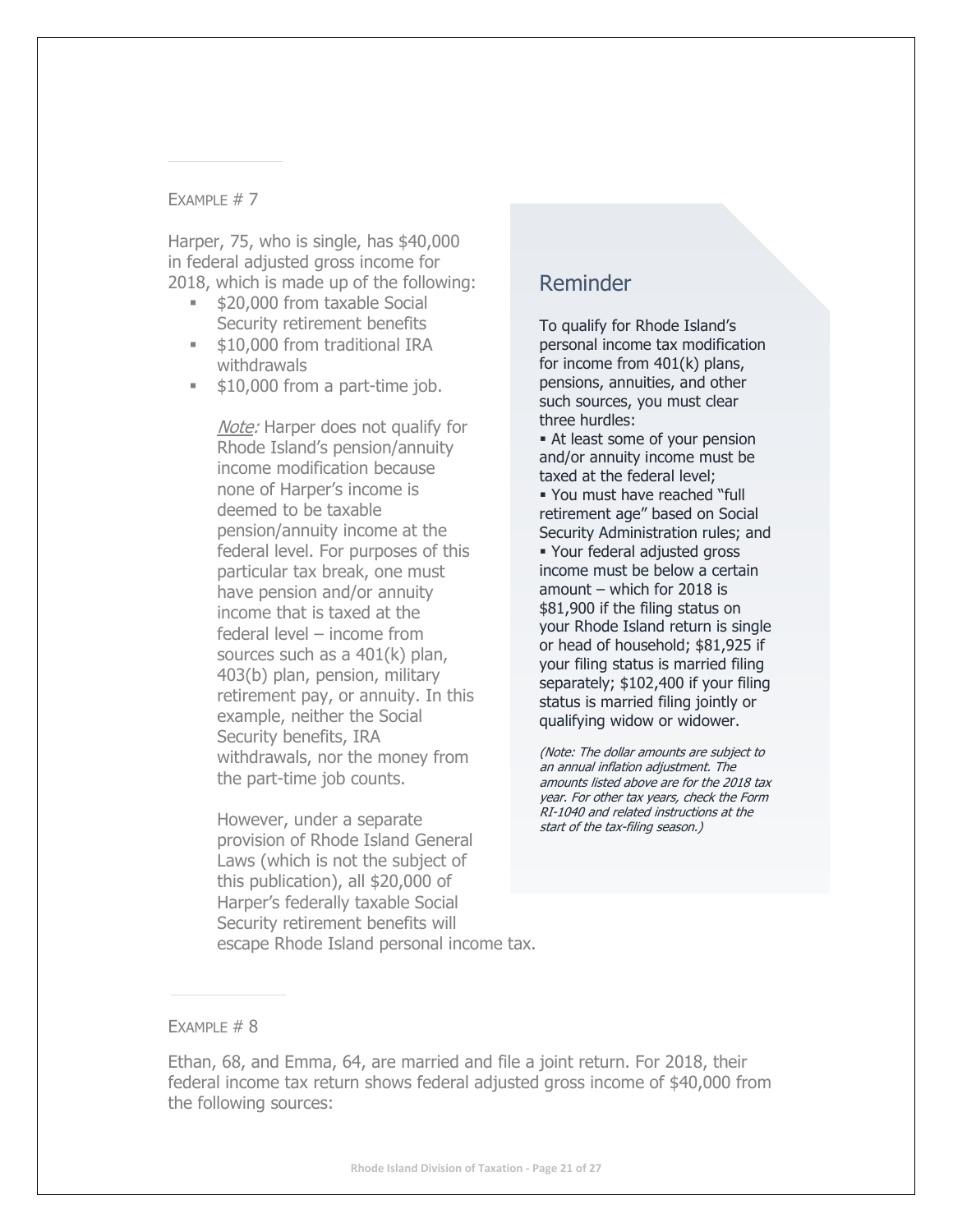EXAMPLE # 7

Harper, 75, who is single, has $40,000 in federal adjusted gross income for 2018, which is made up of the following:

- $20,000 from taxable Social Security retirement benefits
- $10,000 from traditional IRA withdrawals
- $10,000 from a part-time job.

*Note:* Harper does not qualify for Rhode Island's pension/annuity income modification because none of Harper's income is deemed to be taxable pension/annuity income at the federal level. For purposes of this particular tax break, one must have pension and/or annuity income that is taxed at the federal level – income from sources such as a 401(k) plan, 403(b) plan, pension, military retirement pay, or annuity. In this example, neither the Social Security benefits, IRA withdrawals, nor the money from the part-time job counts.

However, under a separate provision of Rhode Island General Laws (which is not the subject of this publication), all $20,000 of Harper's federally taxable Social Security retirement benefits will escape Rhode Island personal income tax.

## Reminder

To qualify for Rhode Island's personal income tax modification for income from 401(k) plans, pensions, annuities, and other such sources, you must clear three hurdles:

- At least some of your pension and/or annuity income must be taxed at the federal level;
- You must have reached "full retirement age" based on Social Security Administration rules; and
- Your federal adjusted gross income must be below a certain amount – which for 2018 is $81,900 if the filing status on your Rhode Island return is single or head of household; $81,925 if your filing status is married filing separately; $102,400 if your filing status is married filing jointly or qualifying widow or widower.

*(Note: The dollar amounts are subject to an annual inflation adjustment. The amounts listed above are for the 2018 tax year. For other tax years, check the Form RI-1040 and related instructions at the start of the tax-filing season.)*

EXAMPLE # 8

Ethan, 68, and Emma, 64, are married and file a joint return. For 2018, their federal income tax return shows federal adjusted gross income of $40,000 from the following sources: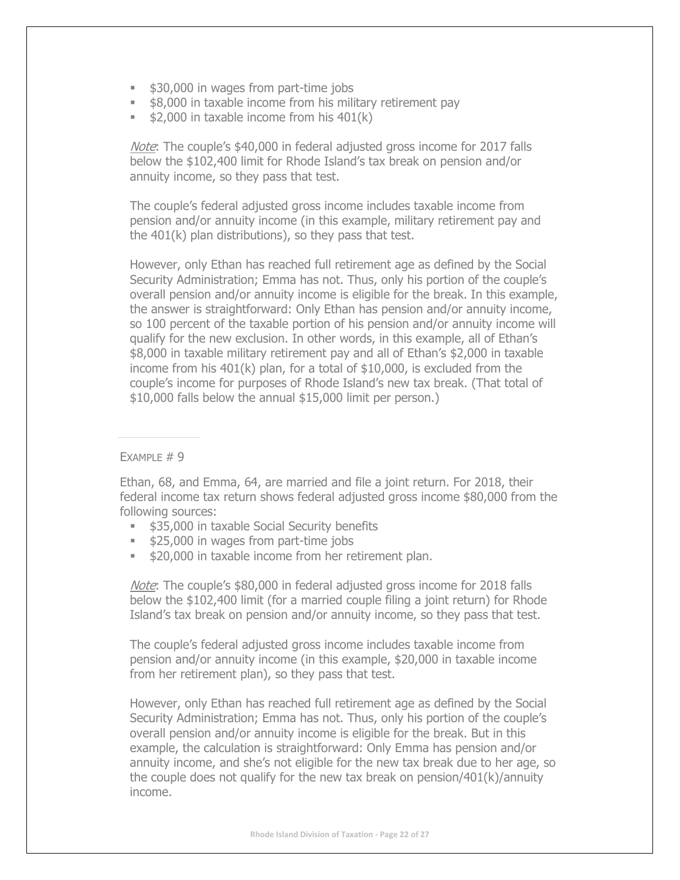- $30,000 in wages from part-time jobs
- $8,000 in taxable income from his military retirement pay
- $2,000 in taxable income from his 401(k)

*Note*: The couple's $40,000 in federal adjusted gross income for 2017 falls below the $102,400 limit for Rhode Island's tax break on pension and/or annuity income, so they pass that test.

The couple's federal adjusted gross income includes taxable income from pension and/or annuity income (in this example, military retirement pay and the 401(k) plan distributions), so they pass that test.

However, only Ethan has reached full retirement age as defined by the Social Security Administration; Emma has not. Thus, only his portion of the couple's overall pension and/or annuity income is eligible for the break. In this example, the answer is straightforward: Only Ethan has pension and/or annuity income, so 100 percent of the taxable portion of his pension and/or annuity income will qualify for the new exclusion. In other words, in this example, all of Ethan's $8,000 in taxable military retirement pay and all of Ethan's $2,000 in taxable income from his 401(k) plan, for a total of $10,000, is excluded from the couple's income for purposes of Rhode Island's new tax break. (That total of $10,000 falls below the annual $15,000 limit per person.)

---

EXAMPLE # 9

Ethan, 68, and Emma, 64, are married and file a joint return. For 2018, their federal income tax return shows federal adjusted gross income $80,000 from the following sources:

- $35,000 in taxable Social Security benefits
- $25,000 in wages from part-time jobs
- $20,000 in taxable income from her retirement plan.

*Note*: The couple's $80,000 in federal adjusted gross income for 2018 falls below the $102,400 limit (for a married couple filing a joint return) for Rhode Island's tax break on pension and/or annuity income, so they pass that test.

The couple's federal adjusted gross income includes taxable income from pension and/or annuity income (in this example, $20,000 in taxable income from her retirement plan), so they pass that test.

However, only Ethan has reached full retirement age as defined by the Social Security Administration; Emma has not. Thus, only his portion of the couple's overall pension and/or annuity income is eligible for the break. But in this example, the calculation is straightforward: Only Emma has pension and/or annuity income, and she's not eligible for the new tax break due to her age, so the couple does not qualify for the new tax break on pension/401(k)/annuity income.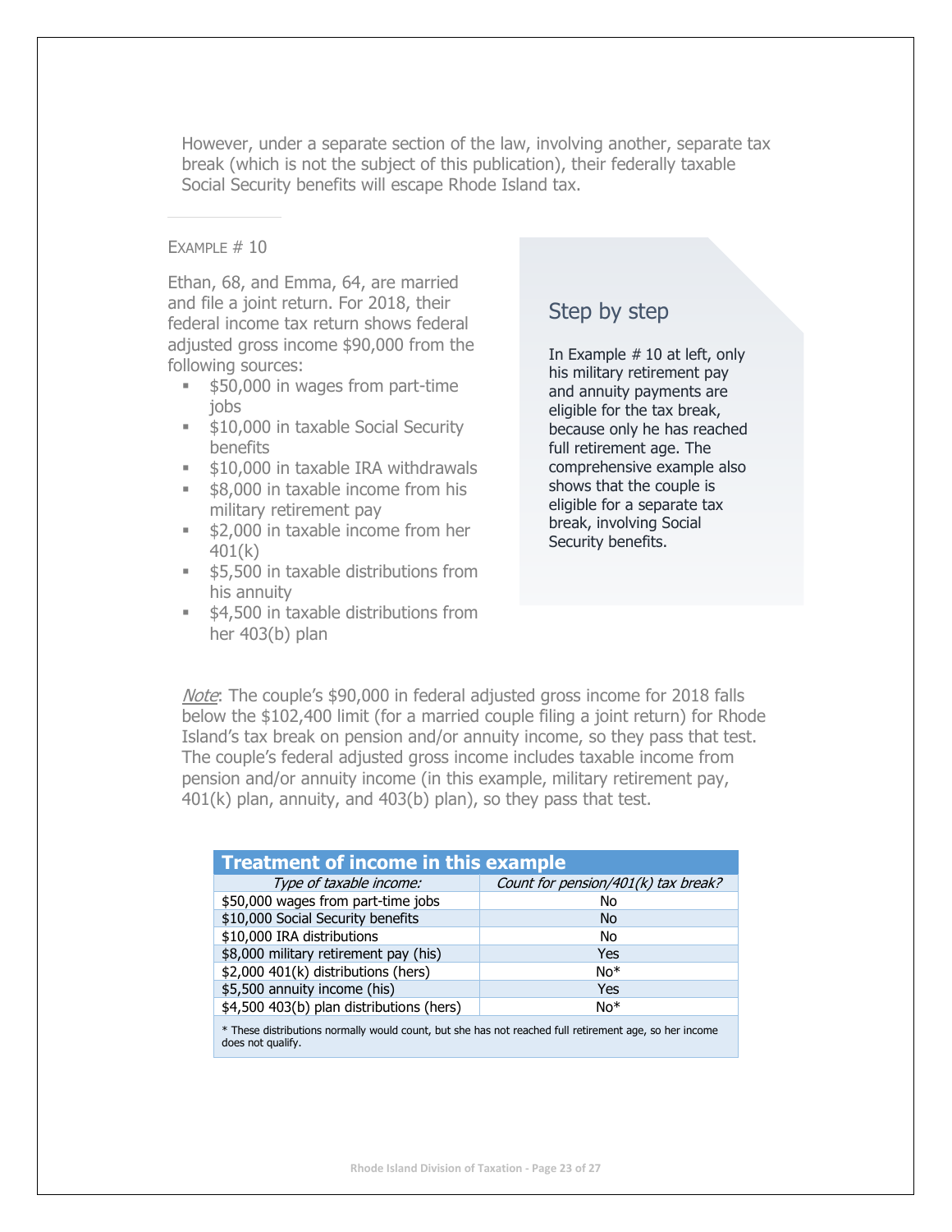However, under a separate section of the law, involving another, separate tax break (which is not the subject of this publication), their federally taxable Social Security benefits will escape Rhode Island tax.

---

EXAMPLE # 10

Ethan, 68, and Emma, 64, are married and file a joint return. For 2018, their federal income tax return shows federal adjusted gross income $90,000 from the following sources:

- $50,000 in wages from part-time jobs
- $10,000 in taxable Social Security benefits
- $10,000 in taxable IRA withdrawals
- $8,000 in taxable income from his military retirement pay
- $2,000 in taxable income from her 401(k)
- $5,500 in taxable distributions from his annuity
- $4,500 in taxable distributions from her 403(b) plan

## Step by step

In Example # 10 at left, only his military retirement pay and annuity payments are eligible for the tax break, because only he has reached full retirement age. The comprehensive example also shows that the couple is eligible for a separate tax break, involving Social Security benefits.

_Note_: The couple's $90,000 in federal adjusted gross income for 2018 falls below the $102,400 limit (for a married couple filing a joint return) for Rhode Island's tax break on pension and/or annuity income, so they pass that test. The couple's federal adjusted gross income includes taxable income from pension and/or annuity income (in this example, military retirement pay, 401(k) plan, annuity, and 403(b) plan), so they pass that test.

**Treatment of income in this example**

| *Type of taxable income:* | *Count for pension/401(k) tax break?* |
|---|---|
| $50,000 wages from part-time jobs | No |
| $10,000 Social Security benefits | No |
| $10,000 IRA distributions | No |
| $8,000 military retirement pay (his) | Yes |
| $2,000 401(k) distributions (hers) | No* |
| $5,500 annuity income (his) | Yes |
| $4,500 403(b) plan distributions (hers) | No* |

\* These distributions normally would count, but she has not reached full retirement age, so her income does not qualify.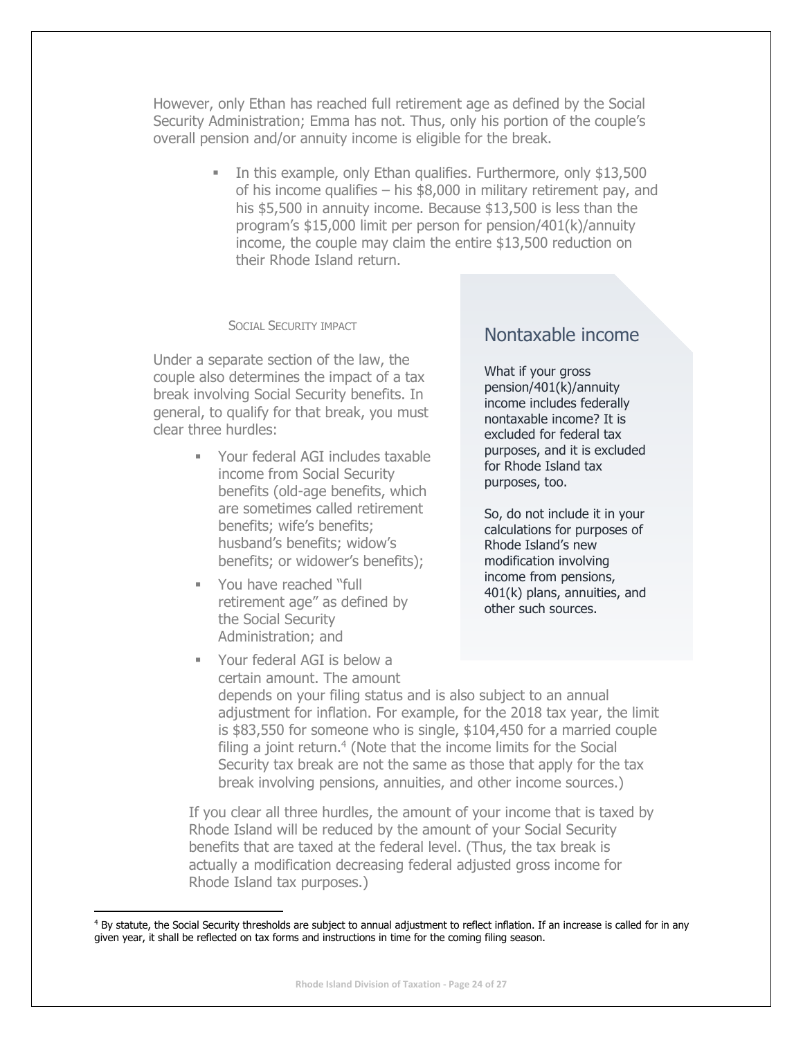However, only Ethan has reached full retirement age as defined by the Social Security Administration; Emma has not. Thus, only his portion of the couple's overall pension and/or annuity income is eligible for the break.

- In this example, only Ethan qualifies. Furthermore, only $13,500 of his income qualifies – his $8,000 in military retirement pay, and his $5,500 in annuity income. Because $13,500 is less than the program's $15,000 limit per person for pension/401(k)/annuity income, the couple may claim the entire $13,500 reduction on their Rhode Island return.

### SOCIAL SECURITY IMPACT

Under a separate section of the law, the couple also determines the impact of a tax break involving Social Security benefits. In general, to qualify for that break, you must clear three hurdles:

- Your federal AGI includes taxable income from Social Security benefits (old-age benefits, which are sometimes called retirement benefits; wife's benefits; husband's benefits; widow's benefits; or widower's benefits);
- You have reached "full retirement age" as defined by the Social Security Administration; and
- Your federal AGI is below a certain amount. The amount depends on your filing status and is also subject to an annual adjustment for inflation. For example, for the 2018 tax year, the limit is $83,550 for someone who is single, $104,450 for a married couple filing a joint return.[4] (Note that the income limits for the Social Security tax break are not the same as those that apply for the tax break involving pensions, annuities, and other income sources.)

If you clear all three hurdles, the amount of your income that is taxed by Rhode Island will be reduced by the amount of your Social Security benefits that are taxed at the federal level. (Thus, the tax break is actually a modification decreasing federal adjusted gross income for Rhode Island tax purposes.)

## Nontaxable income

What if your gross pension/401(k)/annuity income includes federally nontaxable income? It is excluded for federal tax purposes, and it is excluded for Rhode Island tax purposes, too.

So, do not include it in your calculations for purposes of Rhode Island's new modification involving income from pensions, 401(k) plans, annuities, and other such sources.

---

[4] By statute, the Social Security thresholds are subject to annual adjustment to reflect inflation. If an increase is called for in any given year, it shall be reflected on tax forms and instructions in time for the coming filing season.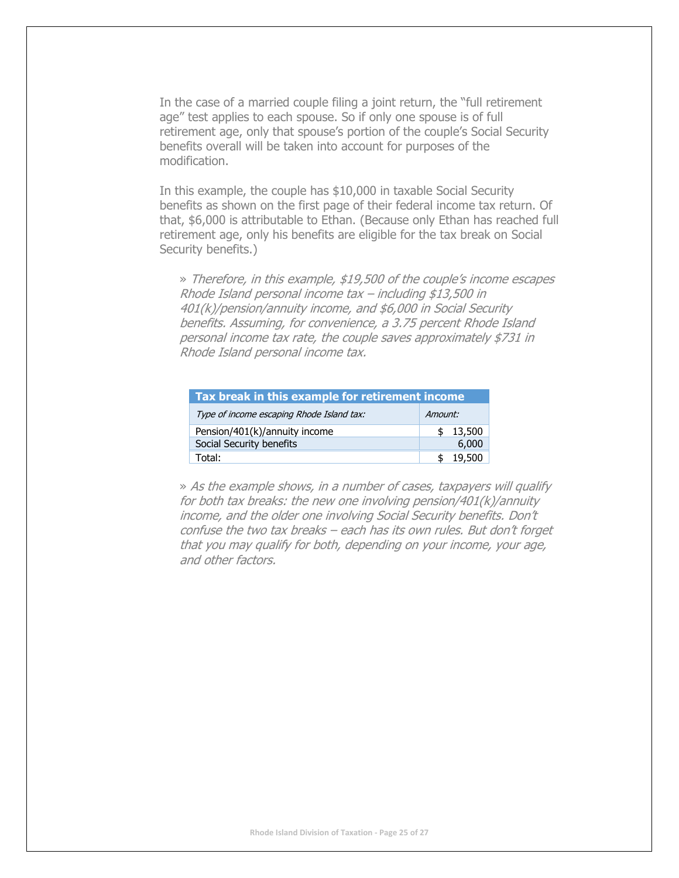In the case of a married couple filing a joint return, the "full retirement age" test applies to each spouse. So if only one spouse is of full retirement age, only that spouse's portion of the couple's Social Security benefits overall will be taken into account for purposes of the modification.

In this example, the couple has $10,000 in taxable Social Security benefits as shown on the first page of their federal income tax return. Of that, $6,000 is attributable to Ethan. (Because only Ethan has reached full retirement age, only his benefits are eligible for the tax break on Social Security benefits.)

» *Therefore, in this example, $19,500 of the couple's income escapes Rhode Island personal income tax – including $13,500 in 401(k)/pension/annuity income, and $6,000 in Social Security benefits. Assuming, for convenience, a 3.75 percent Rhode Island personal income tax rate, the couple saves approximately $731 in Rhode Island personal income tax.*

| **Tax break in this example for retirement income** | |
|---|---|
| *Type of income escaping Rhode Island tax:* | *Amount:* |
| Pension/401(k)/annuity income | $ 13,500 |
| Social Security benefits | 6,000 |
| Total: | $ 19,500 |

» *As the example shows, in a number of cases, taxpayers will qualify for both tax breaks: the new one involving pension/401(k)/annuity income, and the older one involving Social Security benefits. Don't confuse the two tax breaks – each has its own rules. But don't forget that you may qualify for both, depending on your income, your age, and other factors.*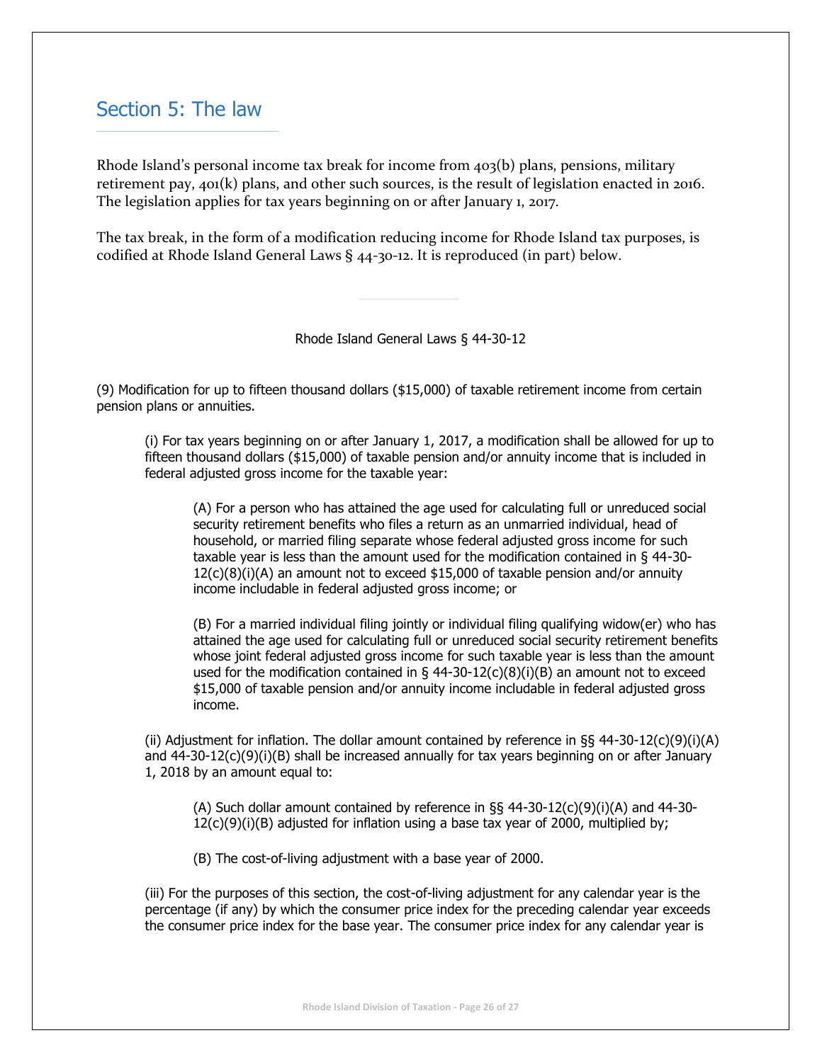## Section 5: The law

Rhode Island's personal income tax break for income from 403(b) plans, pensions, military retirement pay, 401(k) plans, and other such sources, is the result of legislation enacted in 2016. The legislation applies for tax years beginning on or after January 1, 2017.

The tax break, in the form of a modification reducing income for Rhode Island tax purposes, is codified at Rhode Island General Laws § 44-30-12. It is reproduced (in part) below.

---

Rhode Island General Laws § 44-30-12

(9) Modification for up to fifteen thousand dollars ($15,000) of taxable retirement income from certain pension plans or annuities.

> (i) For tax years beginning on or after January 1, 2017, a modification shall be allowed for up to fifteen thousand dollars ($15,000) of taxable pension and/or annuity income that is included in federal adjusted gross income for the taxable year:
>
> > (A) For a person who has attained the age used for calculating full or unreduced social security retirement benefits who files a return as an unmarried individual, head of household, or married filing separate whose federal adjusted gross income for such taxable year is less than the amount used for the modification contained in § 44-30-12(c)(8)(i)(A) an amount not to exceed $15,000 of taxable pension and/or annuity income includable in federal adjusted gross income; or
> >
> > (B) For a married individual filing jointly or individual filing qualifying widow(er) who has attained the age used for calculating full or unreduced social security retirement benefits whose joint federal adjusted gross income for such taxable year is less than the amount used for the modification contained in § 44-30-12(c)(8)(i)(B) an amount not to exceed $15,000 of taxable pension and/or annuity income includable in federal adjusted gross income.
>
> (ii) Adjustment for inflation. The dollar amount contained by reference in §§ 44-30-12(c)(9)(i)(A) and 44-30-12(c)(9)(i)(B) shall be increased annually for tax years beginning on or after January 1, 2018 by an amount equal to:
>
> > (A) Such dollar amount contained by reference in §§ 44-30-12(c)(9)(i)(A) and 44-30-12(c)(9)(i)(B) adjusted for inflation using a base tax year of 2000, multiplied by;
> >
> > (B) The cost-of-living adjustment with a base year of 2000.
>
> (iii) For the purposes of this section, the cost-of-living adjustment for any calendar year is the percentage (if any) by which the consumer price index for the preceding calendar year exceeds the consumer price index for the base year. The consumer price index for any calendar year is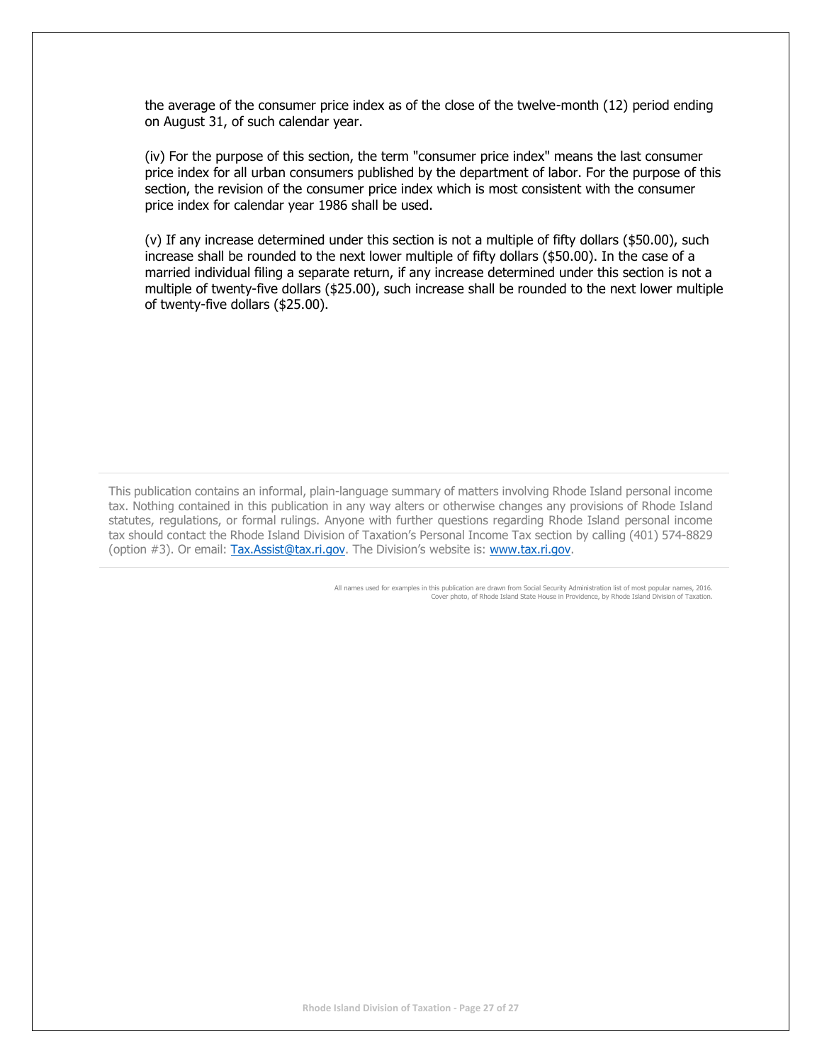the average of the consumer price index as of the close of the twelve-month (12) period ending on August 31, of such calendar year.

(iv) For the purpose of this section, the term "consumer price index" means the last consumer price index for all urban consumers published by the department of labor. For the purpose of this section, the revision of the consumer price index which is most consistent with the consumer price index for calendar year 1986 shall be used.

(v) If any increase determined under this section is not a multiple of fifty dollars ($50.00), such increase shall be rounded to the next lower multiple of fifty dollars ($50.00). In the case of a married individual filing a separate return, if any increase determined under this section is not a multiple of twenty-five dollars ($25.00), such increase shall be rounded to the next lower multiple of twenty-five dollars ($25.00).

---

This publication contains an informal, plain-language summary of matters involving Rhode Island personal income tax. Nothing contained in this publication in any way alters or otherwise changes any provisions of Rhode Island statutes, regulations, or formal rulings. Anyone with further questions regarding Rhode Island personal income tax should contact the Rhode Island Division of Taxation's Personal Income Tax section by calling (401) 574-8829 (option #3). Or email: [Tax.Assist@tax.ri.gov](mailto:Tax.Assist@tax.ri.gov). The Division's website is: [www.tax.ri.gov](http://www.tax.ri.gov).

---

All names used for examples in this publication are drawn from Social Security Administration list of most popular names, 2016.
Cover photo, of Rhode Island State House in Providence, by Rhode Island Division of Taxation.